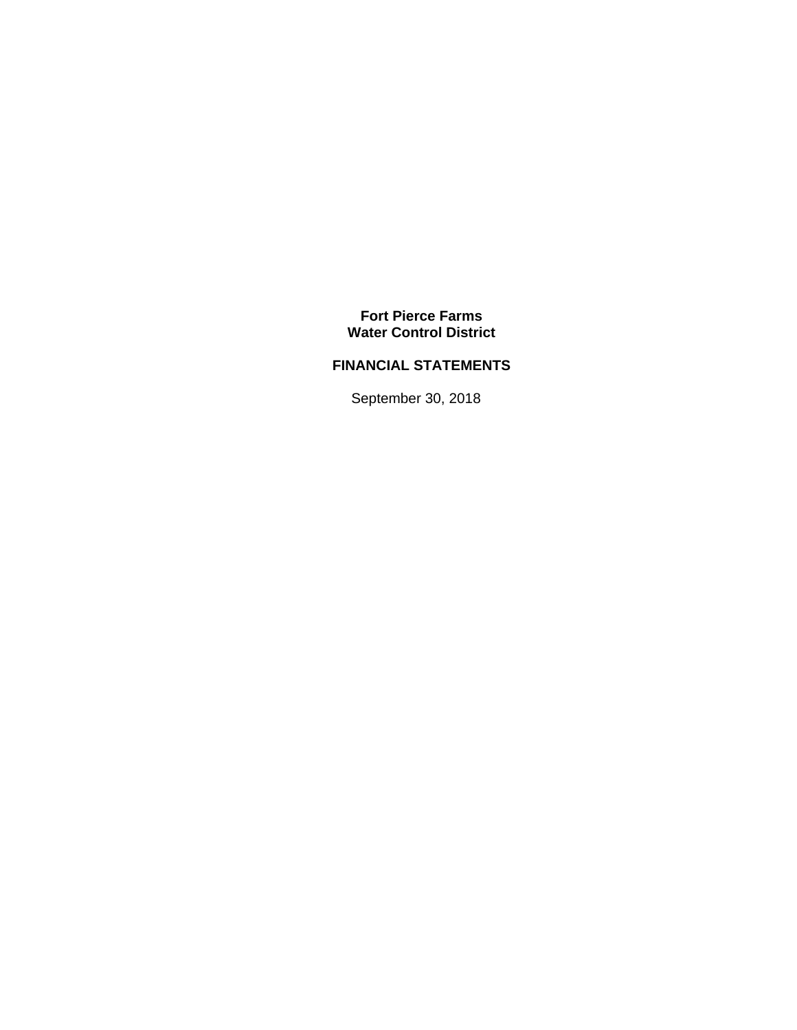# Fort Pierce Farms Water Control District

## FINANCIAL STATEMENTS

September 30, 2018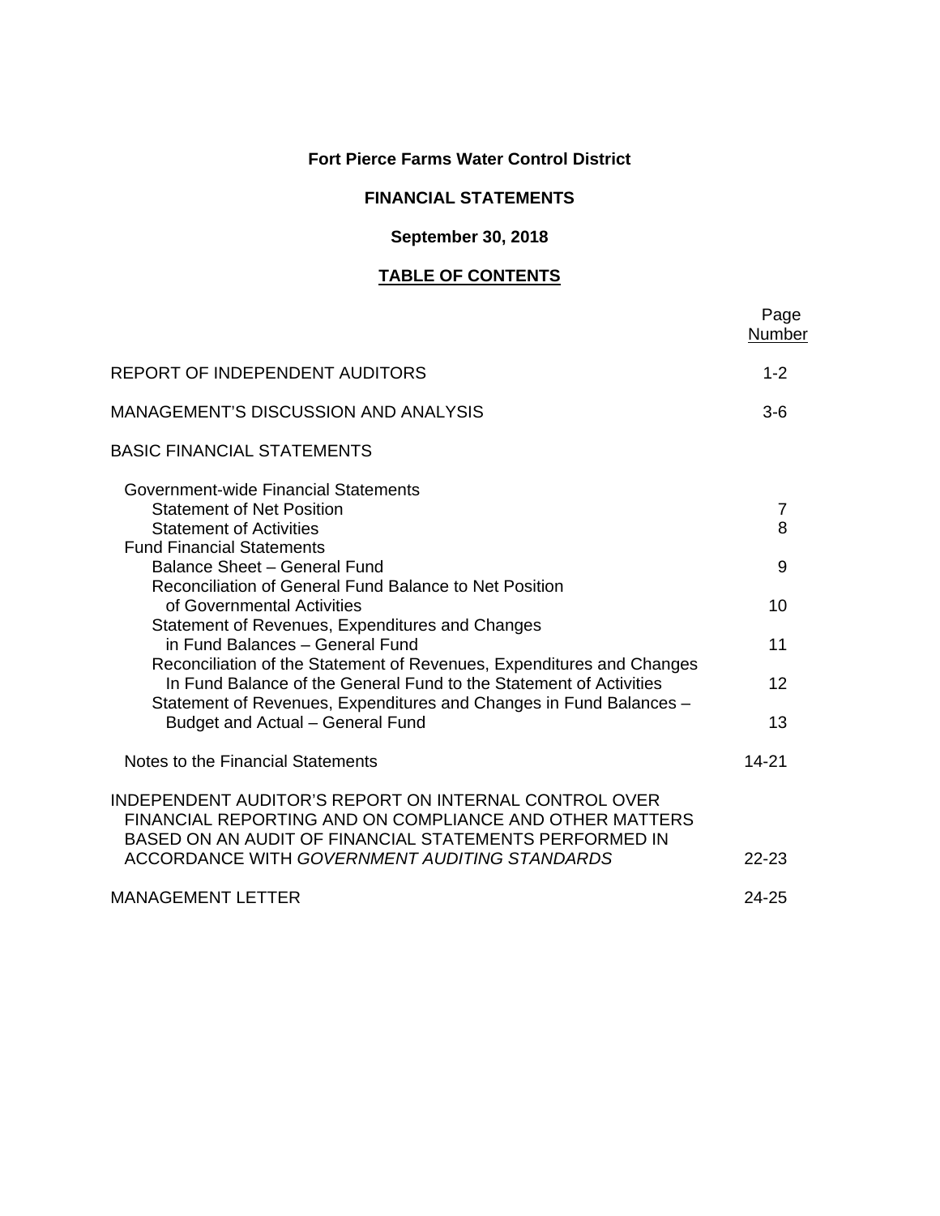**Fort Pierce Farms Water Control District**

**FINANCIAL STATEMENTS**

**September 30, 2018**

**TABLE OF CONTENTS**

| | Page Number |
|---|---|
| REPORT OF INDEPENDENT AUDITORS | 1-2 |
| MANAGEMENT'S DISCUSSION AND ANALYSIS | 3-6 |
| BASIC FINANCIAL STATEMENTS | |
| Government-wide Financial Statements | |
| Statement of Net Position | 7 |
| Statement of Activities | 8 |
| Fund Financial Statements | |
| Balance Sheet – General Fund | 9 |
| Reconciliation of General Fund Balance to Net Position of Governmental Activities | 10 |
| Statement of Revenues, Expenditures and Changes in Fund Balances – General Fund | 11 |
| Reconciliation of the Statement of Revenues, Expenditures and Changes In Fund Balance of the General Fund to the Statement of Activities | 12 |
| Statement of Revenues, Expenditures and Changes in Fund Balances – Budget and Actual – General Fund | 13 |
| Notes to the Financial Statements | 14-21 |
| INDEPENDENT AUDITOR'S REPORT ON INTERNAL CONTROL OVER FINANCIAL REPORTING AND ON COMPLIANCE AND OTHER MATTERS BASED ON AN AUDIT OF FINANCIAL STATEMENTS PERFORMED IN ACCORDANCE WITH *GOVERNMENT AUDITING STANDARDS* | 22-23 |
| MANAGEMENT LETTER | 24-25 |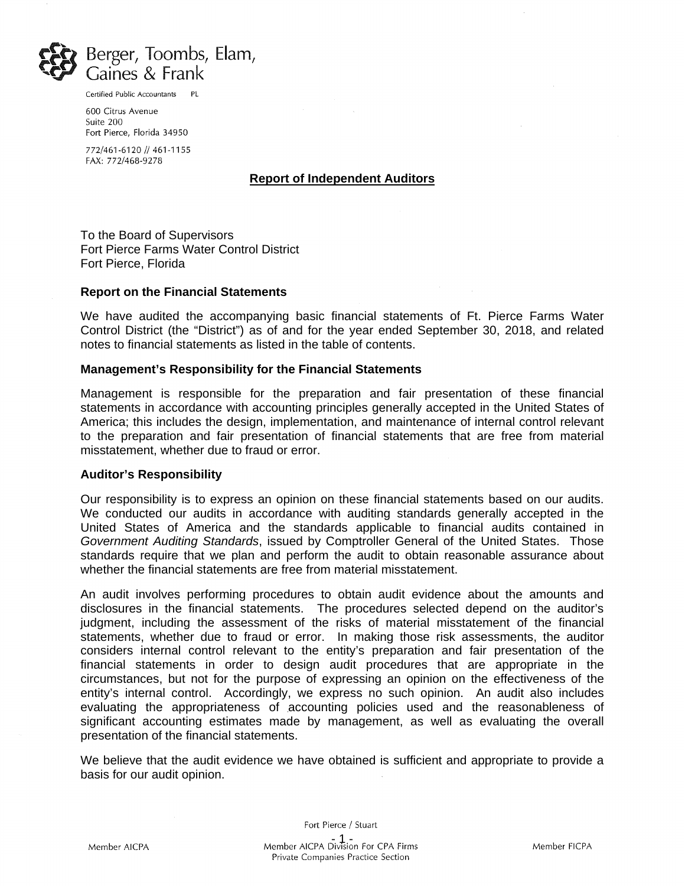Berger, Toombs, Elam, Gaines & Frank

Certified Public Accountants PL

600 Citrus Avenue
Suite 200
Fort Pierce, Florida 34950

772/461-6120 // 461-1155
FAX: 772/468-9278

## Report of Independent Auditors

To the Board of Supervisors
Fort Pierce Farms Water Control District
Fort Pierce, Florida

### Report on the Financial Statements

We have audited the accompanying basic financial statements of Ft. Pierce Farms Water Control District (the "District") as of and for the year ended September 30, 2018, and related notes to financial statements as listed in the table of contents.

### Management's Responsibility for the Financial Statements

Management is responsible for the preparation and fair presentation of these financial statements in accordance with accounting principles generally accepted in the United States of America; this includes the design, implementation, and maintenance of internal control relevant to the preparation and fair presentation of financial statements that are free from material misstatement, whether due to fraud or error.

### Auditor's Responsibility

Our responsibility is to express an opinion on these financial statements based on our audits. We conducted our audits in accordance with auditing standards generally accepted in the United States of America and the standards applicable to financial audits contained in *Government Auditing Standards*, issued by Comptroller General of the United States. Those standards require that we plan and perform the audit to obtain reasonable assurance about whether the financial statements are free from material misstatement.

An audit involves performing procedures to obtain audit evidence about the amounts and disclosures in the financial statements. The procedures selected depend on the auditor's judgment, including the assessment of the risks of material misstatement of the financial statements, whether due to fraud or error. In making those risk assessments, the auditor considers internal control relevant to the entity's preparation and fair presentation of the financial statements in order to design audit procedures that are appropriate in the circumstances, but not for the purpose of expressing an opinion on the effectiveness of the entity's internal control. Accordingly, we express no such opinion. An audit also includes evaluating the appropriateness of accounting policies used and the reasonableness of significant accounting estimates made by management, as well as evaluating the overall presentation of the financial statements.

We believe that the audit evidence we have obtained is sufficient and appropriate to provide a basis for our audit opinion.

Fort Pierce / Stuart

Member AICPA | Member AICPA Division For CPA Firms Private Companies Practice Section | Member FICPA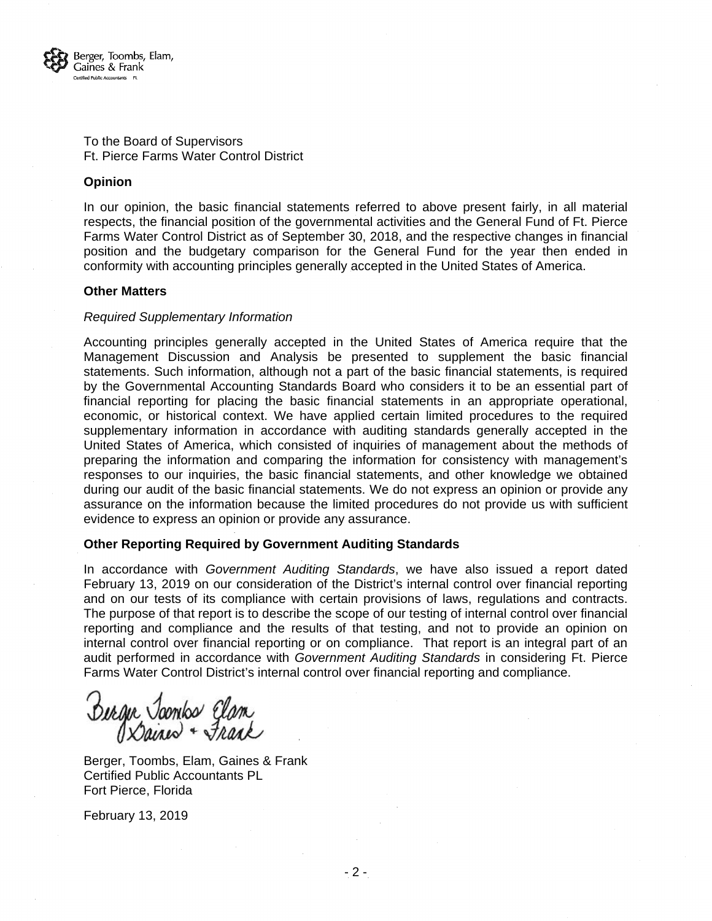To the Board of Supervisors
Ft. Pierce Farms Water Control District

**Opinion**

In our opinion, the basic financial statements referred to above present fairly, in all material respects, the financial position of the governmental activities and the General Fund of Ft. Pierce Farms Water Control District as of September 30, 2018, and the respective changes in financial position and the budgetary comparison for the General Fund for the year then ended in conformity with accounting principles generally accepted in the United States of America.

**Other Matters**

*Required Supplementary Information*

Accounting principles generally accepted in the United States of America require that the Management Discussion and Analysis be presented to supplement the basic financial statements. Such information, although not a part of the basic financial statements, is required by the Governmental Accounting Standards Board who considers it to be an essential part of financial reporting for placing the basic financial statements in an appropriate operational, economic, or historical context. We have applied certain limited procedures to the required supplementary information in accordance with auditing standards generally accepted in the United States of America, which consisted of inquiries of management about the methods of preparing the information and comparing the information for consistency with management's responses to our inquiries, the basic financial statements, and other knowledge we obtained during our audit of the basic financial statements. We do not express an opinion or provide any assurance on the information because the limited procedures do not provide us with sufficient evidence to express an opinion or provide any assurance.

**Other Reporting Required by Government Auditing Standards**

In accordance with *Government Auditing Standards*, we have also issued a report dated February 13, 2019 on our consideration of the District's internal control over financial reporting and on our tests of its compliance with certain provisions of laws, regulations and contracts. The purpose of that report is to describe the scope of our testing of internal control over financial reporting and compliance and the results of that testing, and not to provide an opinion on internal control over financial reporting or on compliance. That report is an integral part of an audit performed in accordance with *Government Auditing Standards* in considering Ft. Pierce Farms Water Control District's internal control over financial reporting and compliance.

Berger, Toombs, Elam, Gaines & Frank
Certified Public Accountants PL
Fort Pierce, Florida

February 13, 2019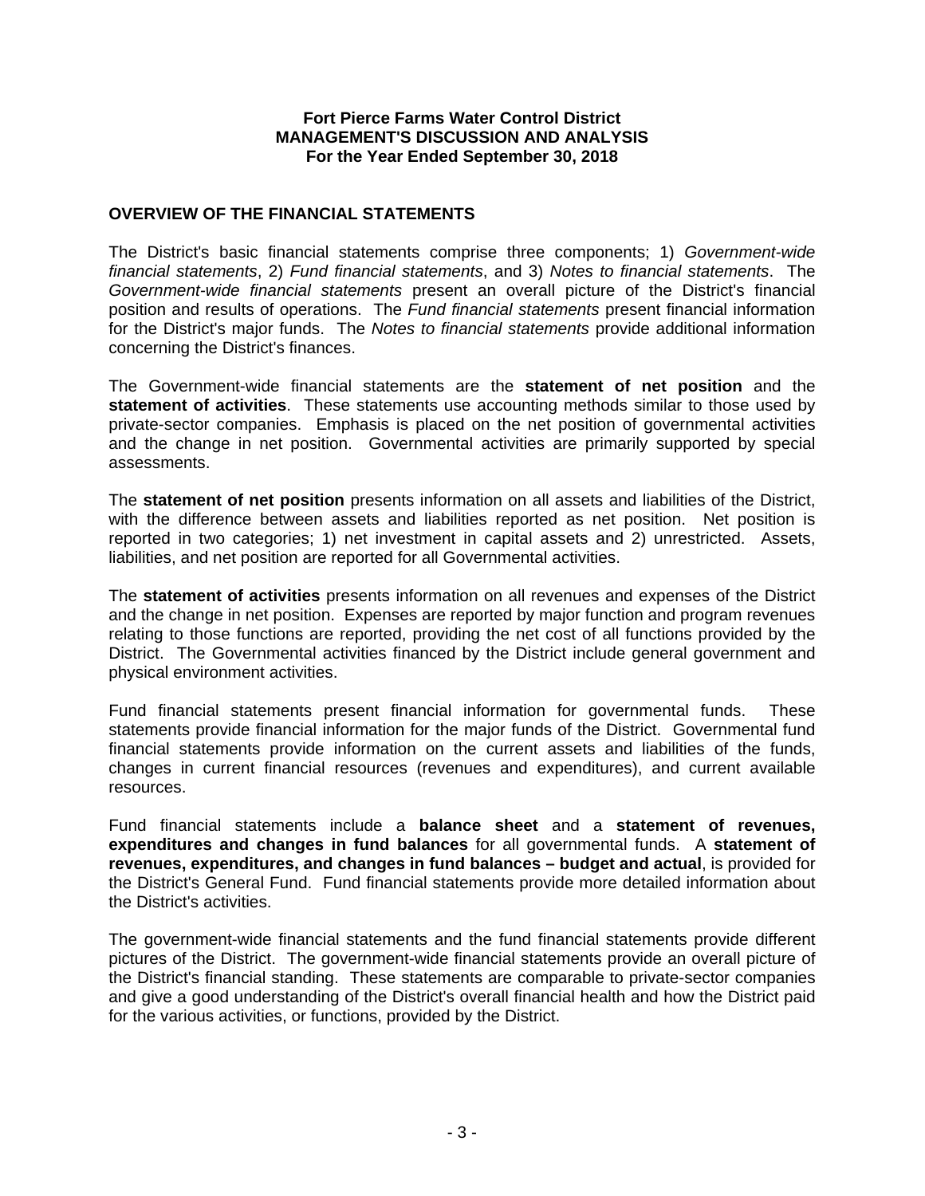**Fort Pierce Farms Water Control District**
**MANAGEMENT'S DISCUSSION AND ANALYSIS**
**For the Year Ended September 30, 2018**

## OVERVIEW OF THE FINANCIAL STATEMENTS

The District's basic financial statements comprise three components; 1) *Government-wide financial statements*, 2) *Fund financial statements*, and 3) *Notes to financial statements*. The *Government-wide financial statements* present an overall picture of the District's financial position and results of operations. The *Fund financial statements* present financial information for the District's major funds. The *Notes to financial statements* provide additional information concerning the District's finances.

The Government-wide financial statements are the **statement of net position** and the **statement of activities**. These statements use accounting methods similar to those used by private-sector companies. Emphasis is placed on the net position of governmental activities and the change in net position. Governmental activities are primarily supported by special assessments.

The **statement of net position** presents information on all assets and liabilities of the District, with the difference between assets and liabilities reported as net position. Net position is reported in two categories; 1) net investment in capital assets and 2) unrestricted. Assets, liabilities, and net position are reported for all Governmental activities.

The **statement of activities** presents information on all revenues and expenses of the District and the change in net position. Expenses are reported by major function and program revenues relating to those functions are reported, providing the net cost of all functions provided by the District. The Governmental activities financed by the District include general government and physical environment activities.

Fund financial statements present financial information for governmental funds. These statements provide financial information for the major funds of the District. Governmental fund financial statements provide information on the current assets and liabilities of the funds, changes in current financial resources (revenues and expenditures), and current available resources.

Fund financial statements include a **balance sheet** and a **statement of revenues, expenditures and changes in fund balances** for all governmental funds. A **statement of revenues, expenditures, and changes in fund balances – budget and actual**, is provided for the District's General Fund. Fund financial statements provide more detailed information about the District's activities.

The government-wide financial statements and the fund financial statements provide different pictures of the District. The government-wide financial statements provide an overall picture of the District's financial standing. These statements are comparable to private-sector companies and give a good understanding of the District's overall financial health and how the District paid for the various activities, or functions, provided by the District.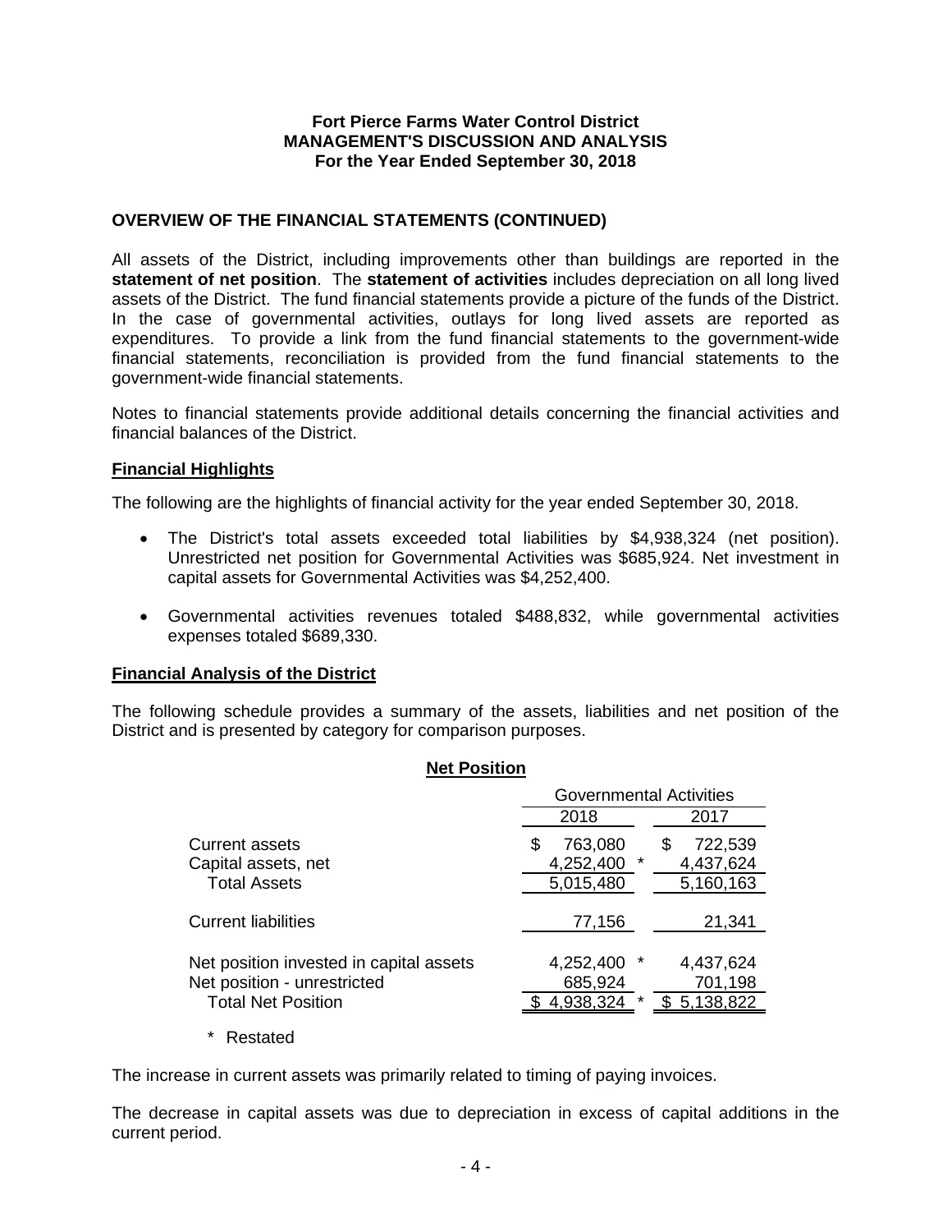**Fort Pierce Farms Water Control District**
**MANAGEMENT'S DISCUSSION AND ANALYSIS**
**For the Year Ended September 30, 2018**

## OVERVIEW OF THE FINANCIAL STATEMENTS (CONTINUED)

All assets of the District, including improvements other than buildings are reported in the **statement of net position**. The **statement of activities** includes depreciation on all long lived assets of the District. The fund financial statements provide a picture of the funds of the District. In the case of governmental activities, outlays for long lived assets are reported as expenditures. To provide a link from the fund financial statements to the government-wide financial statements, reconciliation is provided from the fund financial statements to the government-wide financial statements.

Notes to financial statements provide additional details concerning the financial activities and financial balances of the District.

### Financial Highlights

The following are the highlights of financial activity for the year ended September 30, 2018.

- The District's total assets exceeded total liabilities by $4,938,324 (net position). Unrestricted net position for Governmental Activities was $685,924. Net investment in capital assets for Governmental Activities was $4,252,400.
- Governmental activities revenues totaled $488,832, while governmental activities expenses totaled $689,330.

### Financial Analysis of the District

The following schedule provides a summary of the assets, liabilities and net position of the District and is presented by category for comparison purposes.

**Net Position**

| | Governmental Activities | |
|---|---|---|
| | 2018 | 2017 |
| Current assets | $ 763,080 | $ 722,539 |
| Capital assets, net | 4,252,400 * | 4,437,624 |
| Total Assets | 5,015,480 | 5,160,163 |
| Current liabilities | 77,156 | 21,341 |
| Net position invested in capital assets | 4,252,400 * | 4,437,624 |
| Net position - unrestricted | 685,924 | 701,198 |
| Total Net Position | $ 4,938,324 * | $ 5,138,822 |

\* Restated

The increase in current assets was primarily related to timing of paying invoices.

The decrease in capital assets was due to depreciation in excess of capital additions in the current period.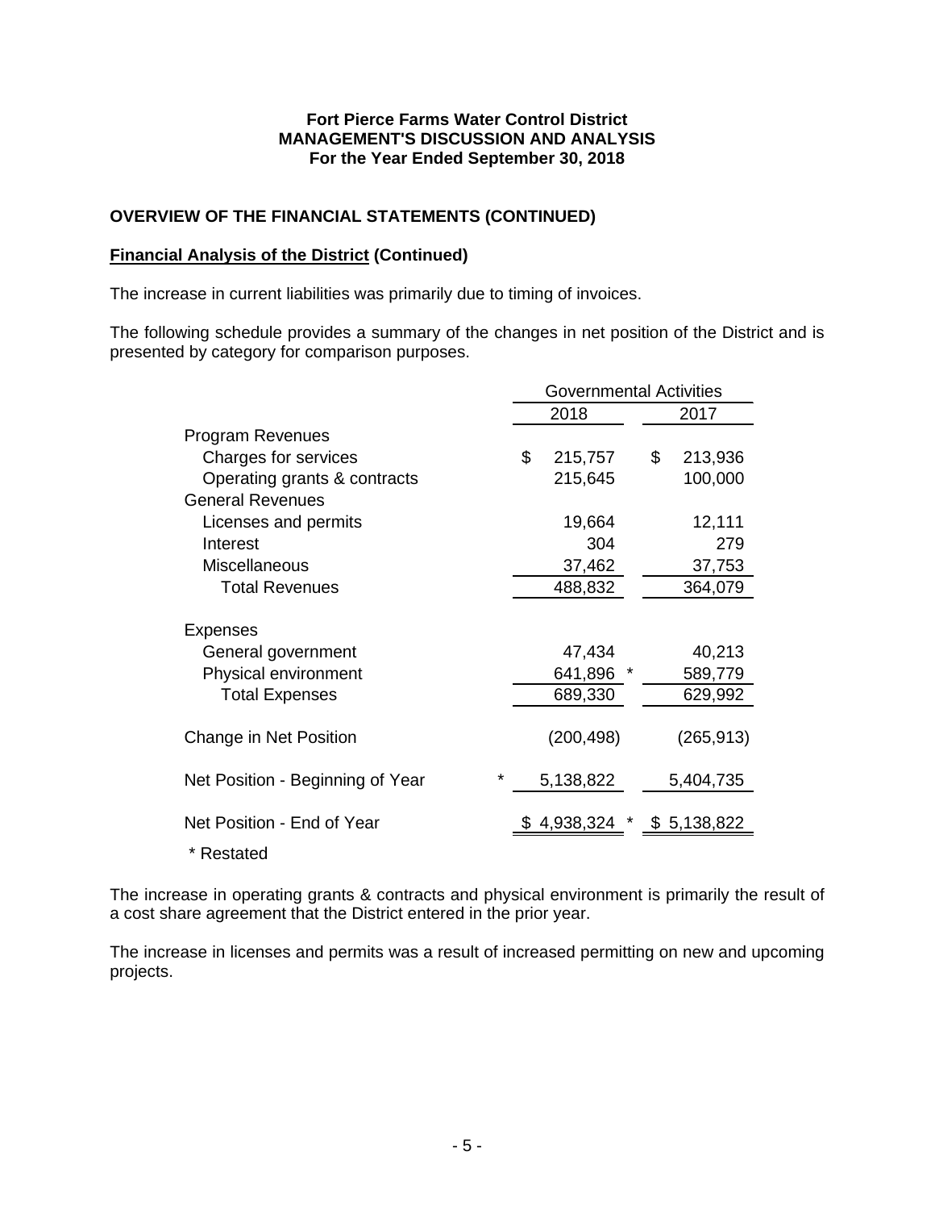Fort Pierce Farms Water Control District
MANAGEMENT'S DISCUSSION AND ANALYSIS
For the Year Ended September 30, 2018

## OVERVIEW OF THE FINANCIAL STATEMENTS (CONTINUED)

### Financial Analysis of the District (Continued)

The increase in current liabilities was primarily due to timing of invoices.

The following schedule provides a summary of the changes in net position of the District and is presented by category for comparison purposes.

| | Governmental Activities | |
|---|---|---|
| | 2018 | 2017 |
| Program Revenues | | |
| Charges for services | $ 215,757 | $ 213,936 |
| Operating grants & contracts | 215,645 | 100,000 |
| General Revenues | | |
| Licenses and permits | 19,664 | 12,111 |
| Interest | 304 | 279 |
| Miscellaneous | 37,462 | 37,753 |
| Total Revenues | 488,832 | 364,079 |
| Expenses | | |
| General government | 47,434 | 40,213 |
| Physical environment | 641,896 * | 589,779 |
| Total Expenses | 689,330 | 629,992 |
| Change in Net Position | (200,498) | (265,913) |
| Net Position - Beginning of Year * | 5,138,822 | 5,404,735 |
| Net Position - End of Year | $ 4,938,324 * | $ 5,138,822 |

\* Restated

The increase in operating grants & contracts and physical environment is primarily the result of a cost share agreement that the District entered in the prior year.

The increase in licenses and permits was a result of increased permitting on new and upcoming projects.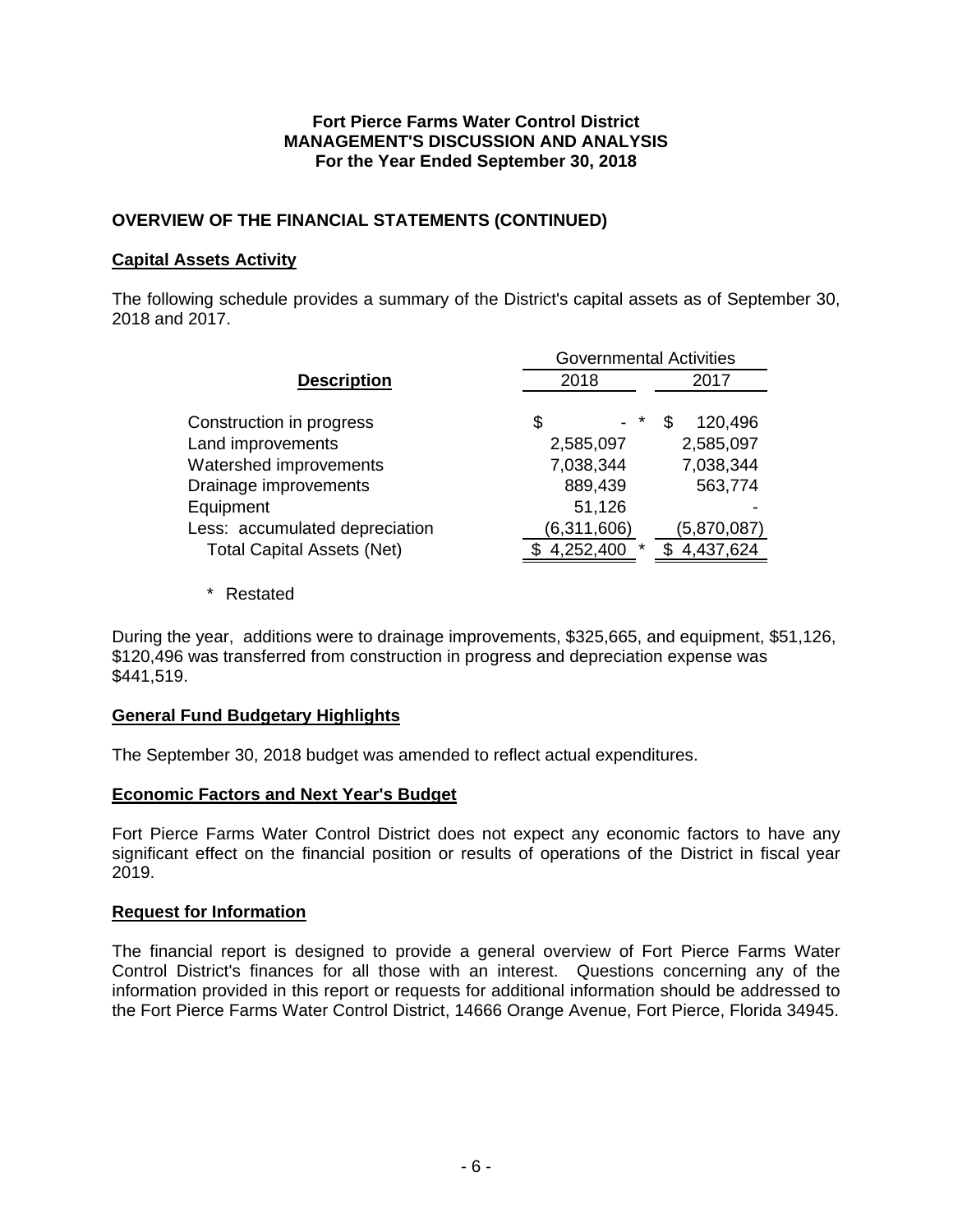**Fort Pierce Farms Water Control District**
**MANAGEMENT'S DISCUSSION AND ANALYSIS**
**For the Year Ended September 30, 2018**

## OVERVIEW OF THE FINANCIAL STATEMENTS (CONTINUED)

### Capital Assets Activity

The following schedule provides a summary of the District's capital assets as of September 30, 2018 and 2017.

| | Governmental Activities | |
|---|---|---|
| **Description** | 2018 | 2017 |
| Construction in progress | $ - * | $ 120,496 |
| Land improvements | 2,585,097 | 2,585,097 |
| Watershed improvements | 7,038,344 | 7,038,344 |
| Drainage improvements | 889,439 | 563,774 |
| Equipment | 51,126 | - |
| Less: accumulated depreciation | (6,311,606) | (5,870,087) |
| Total Capital Assets (Net) | $ 4,252,400 * | $ 4,437,624 |

\* Restated

During the year, additions were to drainage improvements, $325,665, and equipment, $51,126, $120,496 was transferred from construction in progress and depreciation expense was $441,519.

### General Fund Budgetary Highlights

The September 30, 2018 budget was amended to reflect actual expenditures.

### Economic Factors and Next Year's Budget

Fort Pierce Farms Water Control District does not expect any economic factors to have any significant effect on the financial position or results of operations of the District in fiscal year 2019.

### Request for Information

The financial report is designed to provide a general overview of Fort Pierce Farms Water Control District's finances for all those with an interest. Questions concerning any of the information provided in this report or requests for additional information should be addressed to the Fort Pierce Farms Water Control District, 14666 Orange Avenue, Fort Pierce, Florida 34945.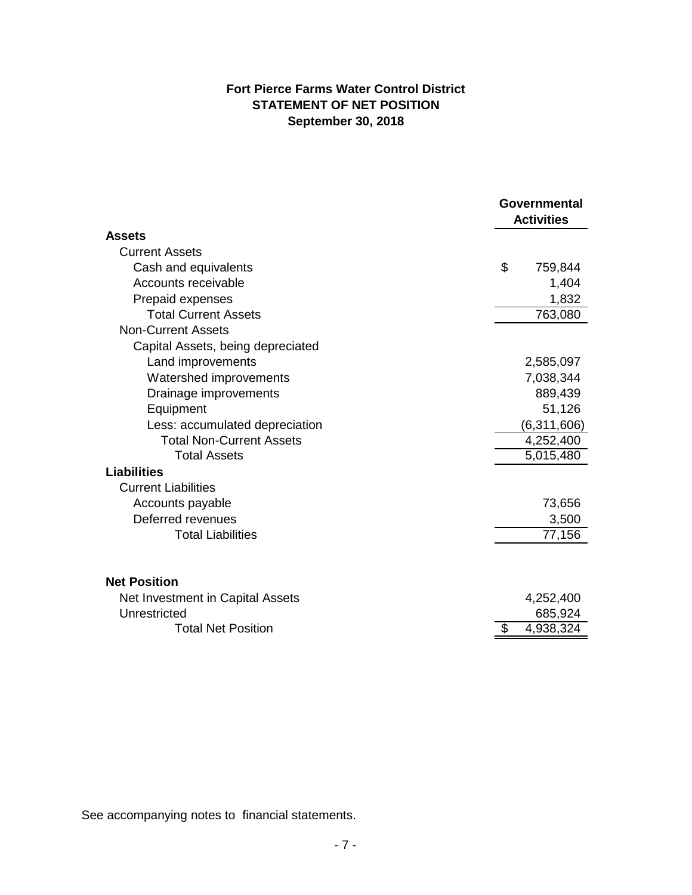**Fort Pierce Farms Water Control District**
**STATEMENT OF NET POSITION**
**September 30, 2018**

| | Governmental Activities |
|---|---|
| **Assets** | |
| Current Assets | |
| Cash and equivalents | $ 759,844 |
| Accounts receivable | 1,404 |
| Prepaid expenses | 1,832 |
| Total Current Assets | 763,080 |
| Non-Current Assets | |
| Capital Assets, being depreciated | |
| Land improvements | 2,585,097 |
| Watershed improvements | 7,038,344 |
| Drainage improvements | 889,439 |
| Equipment | 51,126 |
| Less: accumulated depreciation | (6,311,606) |
| Total Non-Current Assets | 4,252,400 |
| Total Assets | 5,015,480 |
| **Liabilities** | |
| Current Liabilities | |
| Accounts payable | 73,656 |
| Deferred revenues | 3,500 |
| Total Liabilities | 77,156 |
| **Net Position** | |
| Net Investment in Capital Assets | 4,252,400 |
| Unrestricted | 685,924 |
| Total Net Position | $ 4,938,324 |

See accompanying notes to financial statements.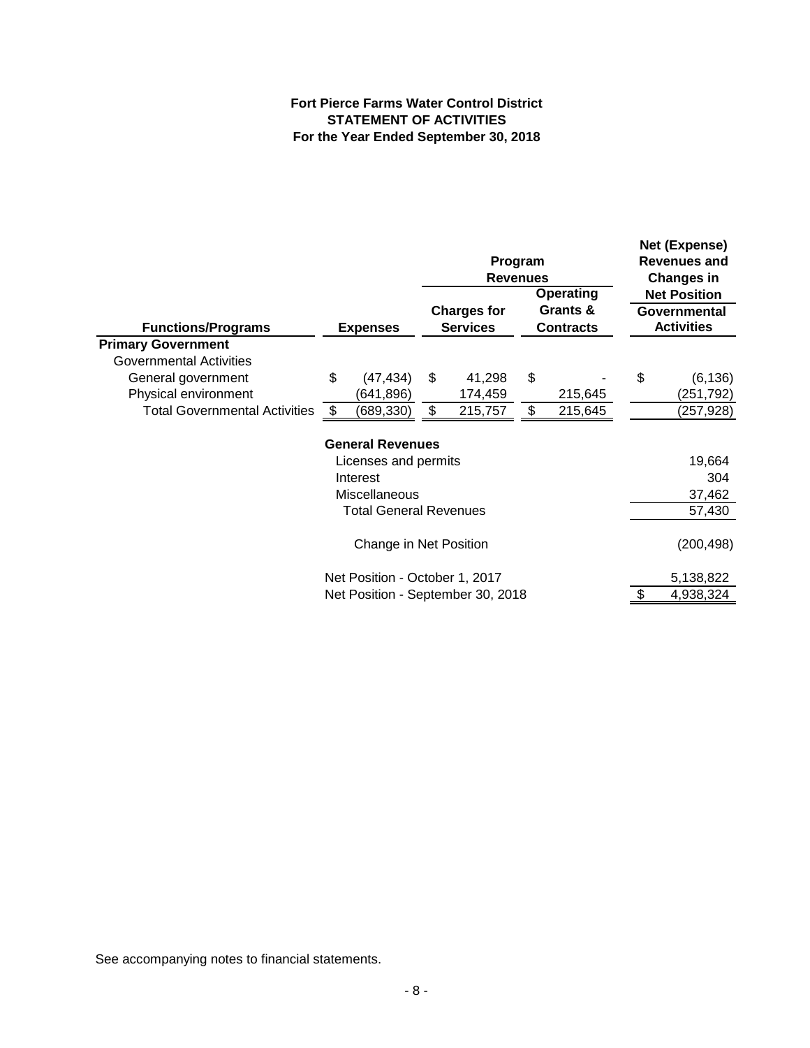**Fort Pierce Farms Water Control District**
**STATEMENT OF ACTIVITIES**
**For the Year Ended September 30, 2018**

| | | Program Revenues | | Net (Expense) Revenues and Changes in Net Position |
|---|---|---|---|---|
| **Functions/Programs** | **Expenses** | **Charges for Services** | **Operating Grants & Contracts** | **Governmental Activities** |
| **Primary Government** | | | | |
| Governmental Activities | | | | |
| General government | $ (47,434) | $ 41,298 | $ - | $ (6,136) |
| Physical environment | (641,896) | 174,459 | 215,645 | (251,792) |
| Total Governmental Activities | $ (689,330) | $ 215,757 | $ 215,645 | (257,928) |
| | **General Revenues** | | | |
| | Licenses and permits | | | 19,664 |
| | Interest | | | 304 |
| | Miscellaneous | | | 37,462 |
| | Total General Revenues | | | 57,430 |
| | Change in Net Position | | | (200,498) |
| | Net Position - October 1, 2017 | | | 5,138,822 |
| | Net Position - September 30, 2018 | | | $ 4,938,324 |

See accompanying notes to financial statements.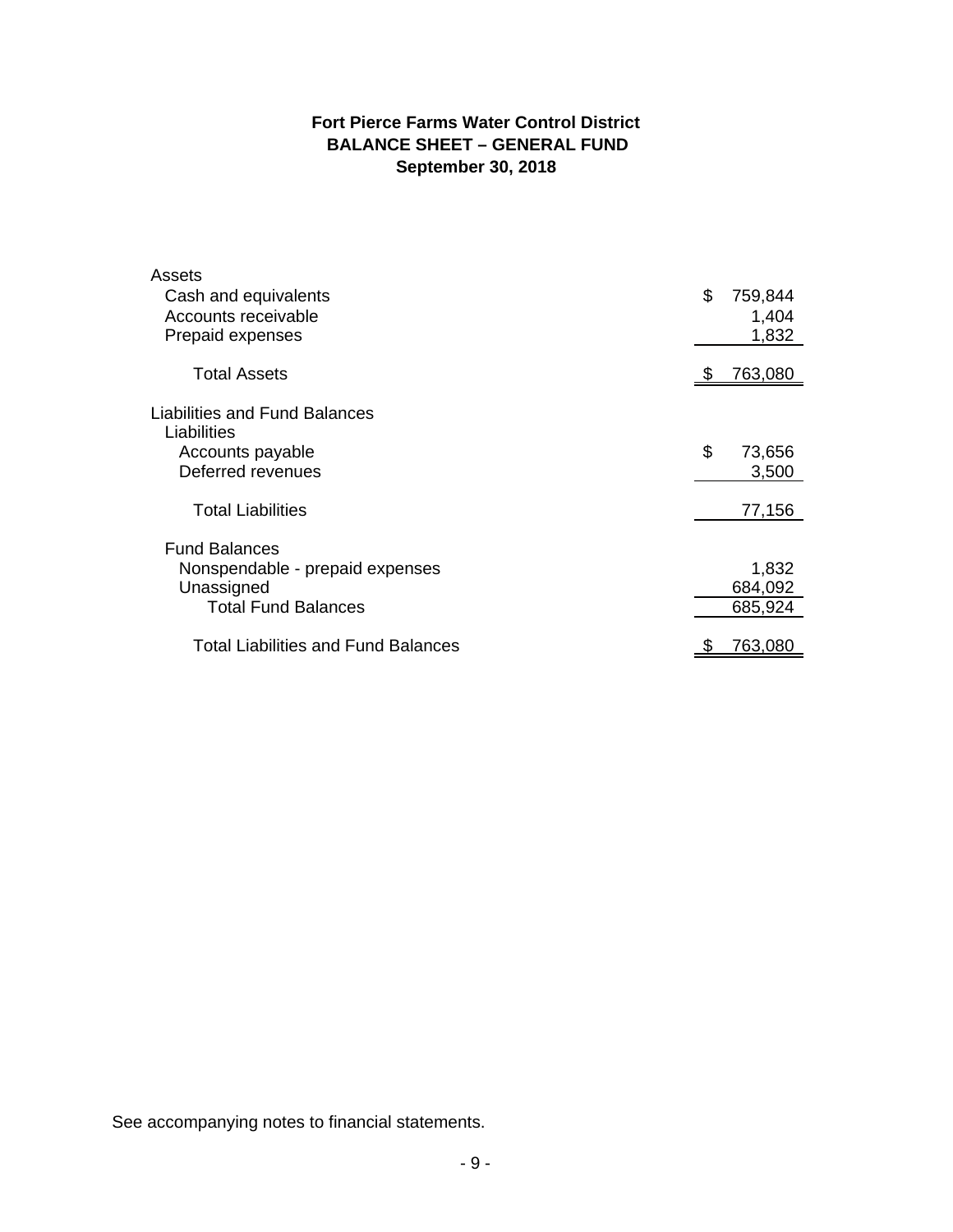**Fort Pierce Farms Water Control District**
**BALANCE SHEET – GENERAL FUND**
**September 30, 2018**

| | |
|---|---|
| Assets | |
| Cash and equivalents | $ 759,844 |
| Accounts receivable | 1,404 |
| Prepaid expenses | 1,832 |
| Total Assets | $ 763,080 |
| Liabilities and Fund Balances | |
| Liabilities | |
| Accounts payable | $ 73,656 |
| Deferred revenues | 3,500 |
| Total Liabilities | 77,156 |
| Fund Balances | |
| Nonspendable - prepaid expenses | 1,832 |
| Unassigned | 684,092 |
| Total Fund Balances | 685,924 |
| Total Liabilities and Fund Balances | $ 763,080 |

See accompanying notes to financial statements.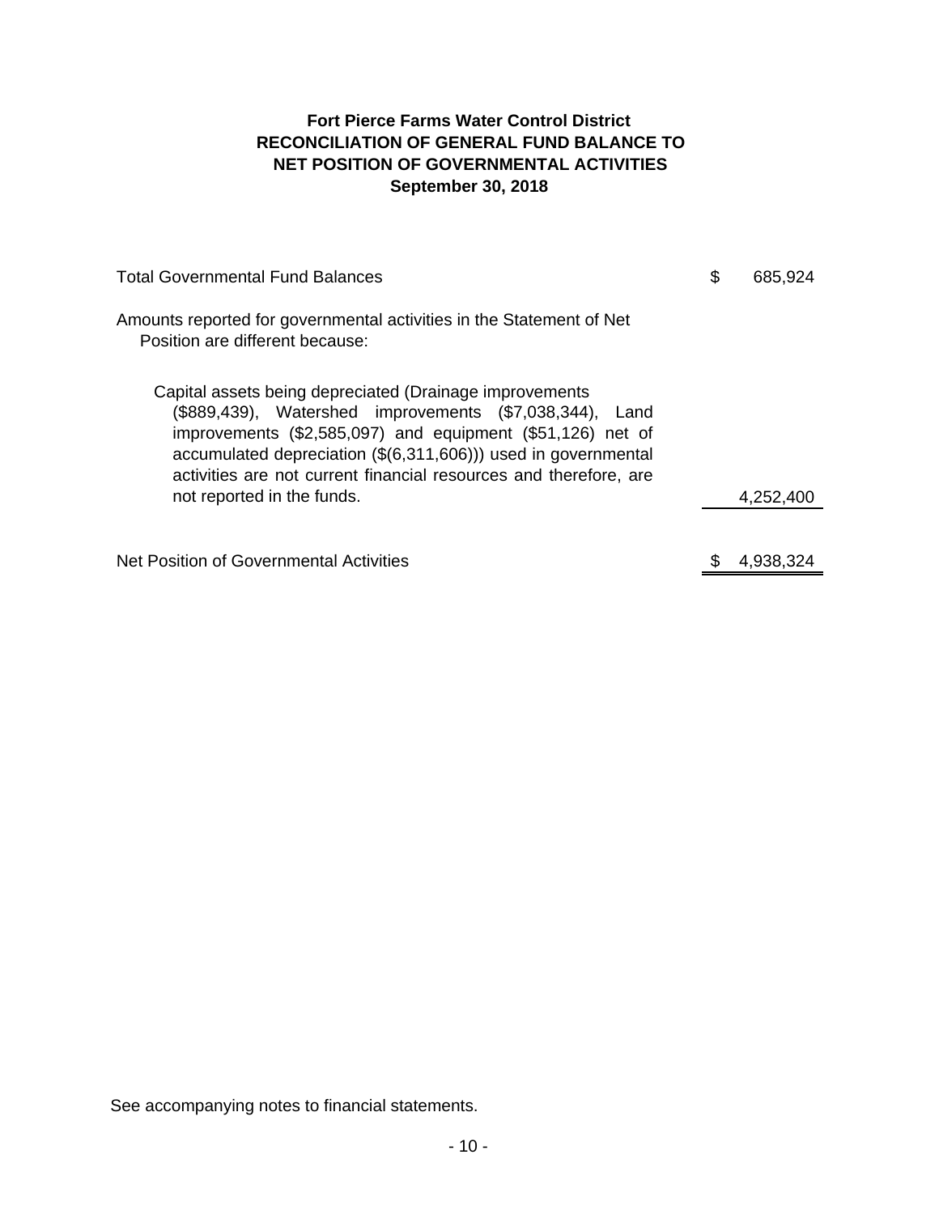# Fort Pierce Farms Water Control District
## RECONCILIATION OF GENERAL FUND BALANCE TO NET POSITION OF GOVERNMENTAL ACTIVITIES
### September 30, 2018

| | | |
|---|---|---|
| Total Governmental Fund Balances | $ | 685,924 |
| Amounts reported for governmental activities in the Statement of Net Position are different because: | | |
| Capital assets being depreciated (Drainage improvements ($889,439), Watershed improvements ($7,038,344), Land improvements ($2,585,097) and equipment ($51,126) net of accumulated depreciation ($(6,311,606))) used in governmental activities are not current financial resources and therefore, are not reported in the funds. | | 4,252,400 |
| Net Position of Governmental Activities | $ | 4,938,324 |

See accompanying notes to financial statements.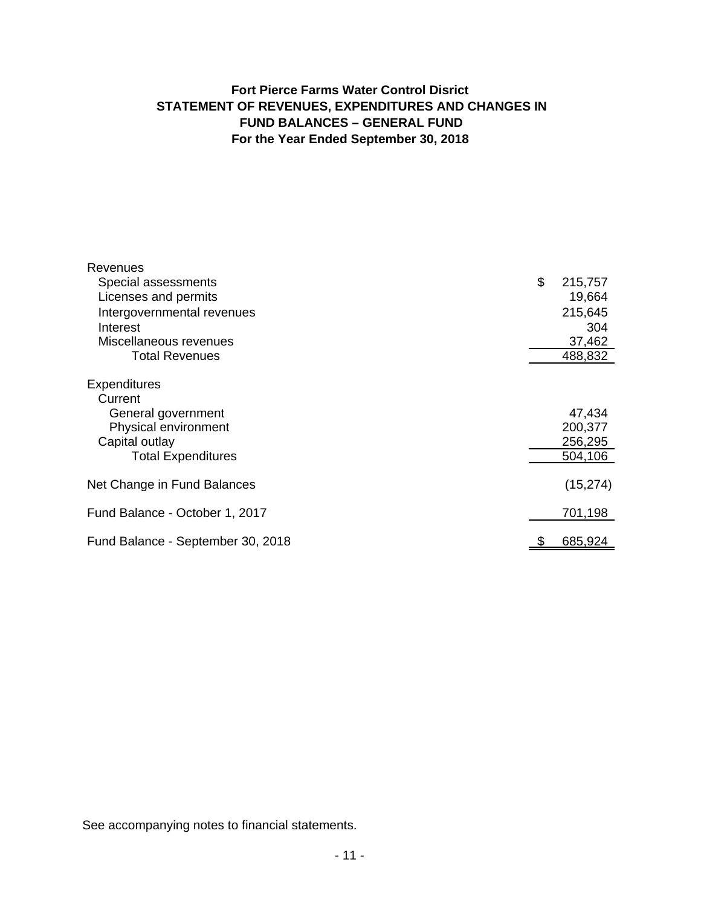# Fort Pierce Farms Water Control Disrict
## STATEMENT OF REVENUES, EXPENDITURES AND CHANGES IN FUND BALANCES – GENERAL FUND
### For the Year Ended September 30, 2018

| | |
|---|---|
| Revenues | |
| Special assessments | $ 215,757 |
| Licenses and permits | 19,664 |
| Intergovernmental revenues | 215,645 |
| Interest | 304 |
| Miscellaneous revenues | 37,462 |
| Total Revenues | 488,832 |
| Expenditures | |
| Current | |
| General government | 47,434 |
| Physical environment | 200,377 |
| Capital outlay | 256,295 |
| Total Expenditures | 504,106 |
| Net Change in Fund Balances | (15,274) |
| Fund Balance - October 1, 2017 | 701,198 |
| Fund Balance - September 30, 2018 | $ 685,924 |

See accompanying notes to financial statements.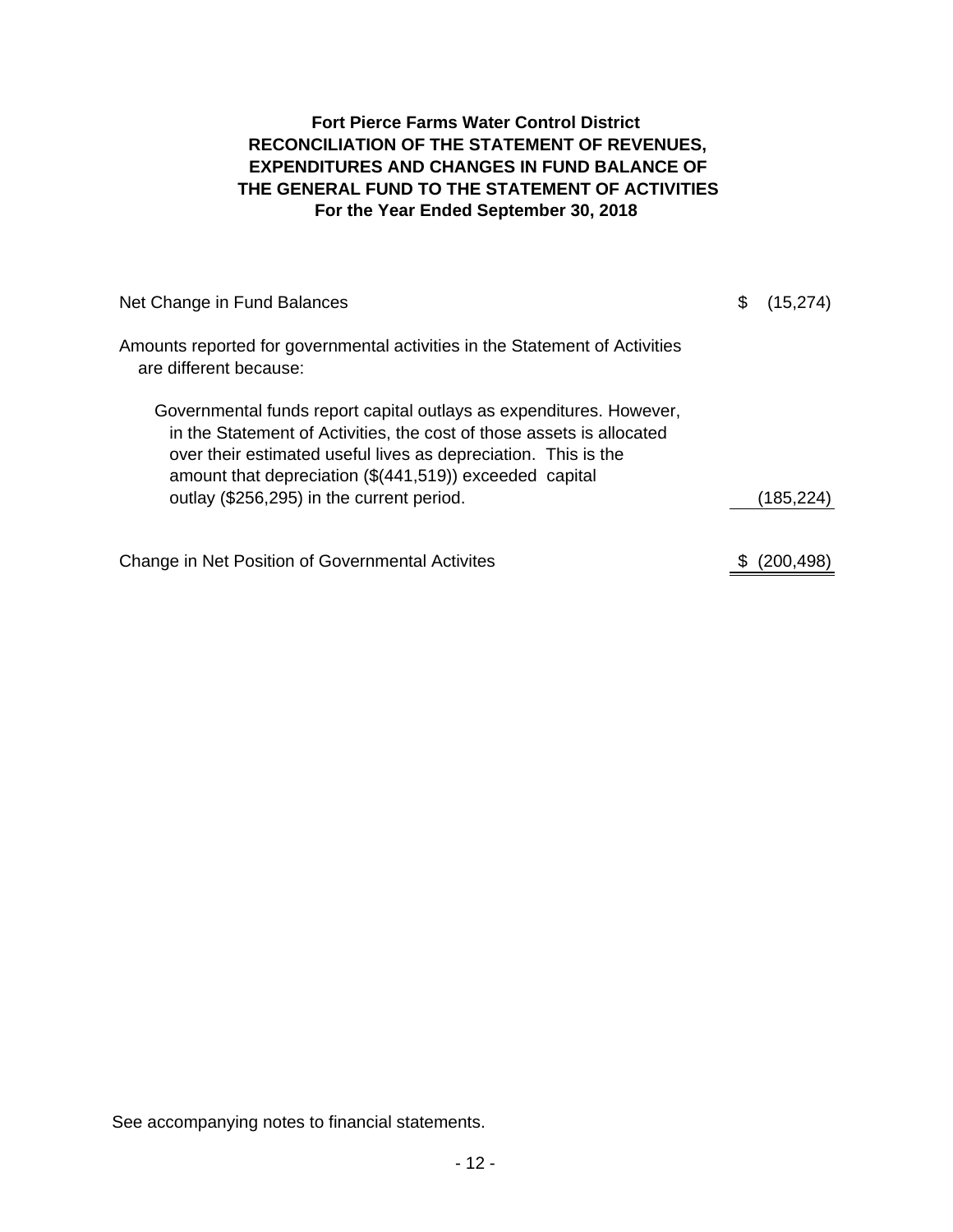# Fort Pierce Farms Water Control District
## RECONCILIATION OF THE STATEMENT OF REVENUES, EXPENDITURES AND CHANGES IN FUND BALANCE OF THE GENERAL FUND TO THE STATEMENT OF ACTIVITIES
### For the Year Ended September 30, 2018

| | |
|---|---|
| Net Change in Fund Balances | $ (15,274) |
| Amounts reported for governmental activities in the Statement of Activities are different because: | |
| Governmental funds report capital outlays as expenditures. However, in the Statement of Activities, the cost of those assets is allocated over their estimated useful lives as depreciation. This is the amount that depreciation ($(441,519)) exceeded capital outlay ($256,295) in the current period. | (185,224) |
| Change in Net Position of Governmental Activites | $ (200,498) |

See accompanying notes to financial statements.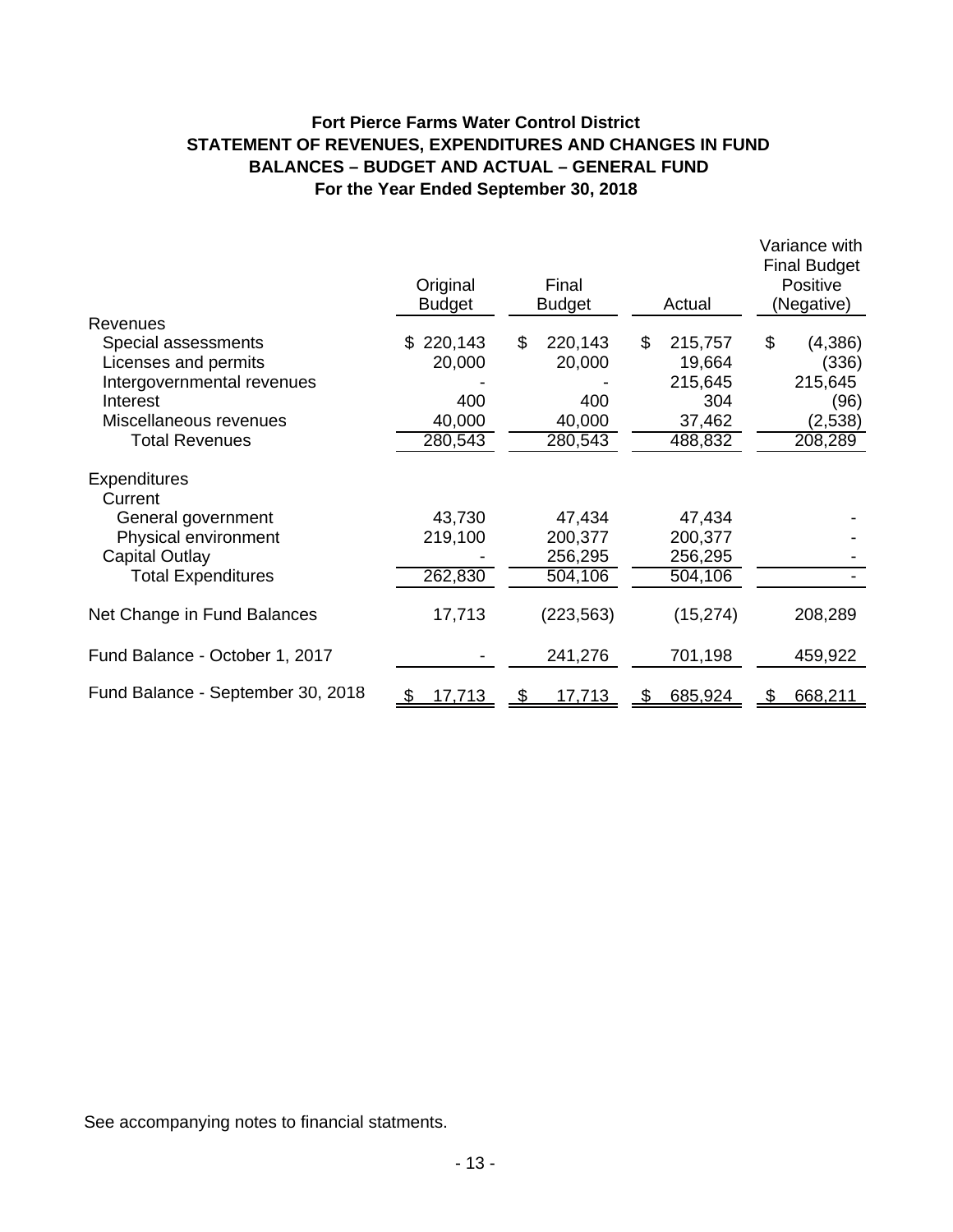# Fort Pierce Farms Water Control District
## STATEMENT OF REVENUES, EXPENDITURES AND CHANGES IN FUND BALANCES – BUDGET AND ACTUAL – GENERAL FUND
### For the Year Ended September 30, 2018

| | Original Budget | Final Budget | Actual | Variance with Final Budget Positive (Negative) |
|---|---|---|---|---|
| **Revenues** | | | | |
| Special assessments | $ 220,143 | $ 220,143 | $ 215,757 | $ (4,386) |
| Licenses and permits | 20,000 | 20,000 | 19,664 | (336) |
| Intergovernmental revenues | - | - | 215,645 | 215,645 |
| Interest | 400 | 400 | 304 | (96) |
| Miscellaneous revenues | 40,000 | 40,000 | 37,462 | (2,538) |
| Total Revenues | 280,543 | 280,543 | 488,832 | 208,289 |
| **Expenditures** | | | | |
| Current | | | | |
| General government | 43,730 | 47,434 | 47,434 | - |
| Physical environment | 219,100 | 200,377 | 200,377 | - |
| Capital Outlay | - | 256,295 | 256,295 | - |
| Total Expenditures | 262,830 | 504,106 | 504,106 | - |
| Net Change in Fund Balances | 17,713 | (223,563) | (15,274) | 208,289 |
| Fund Balance - October 1, 2017 | - | 241,276 | 701,198 | 459,922 |
| Fund Balance - September 30, 2018 | $ 17,713 | $ 17,713 | $ 685,924 | $ 668,211 |

See accompanying notes to financial statments.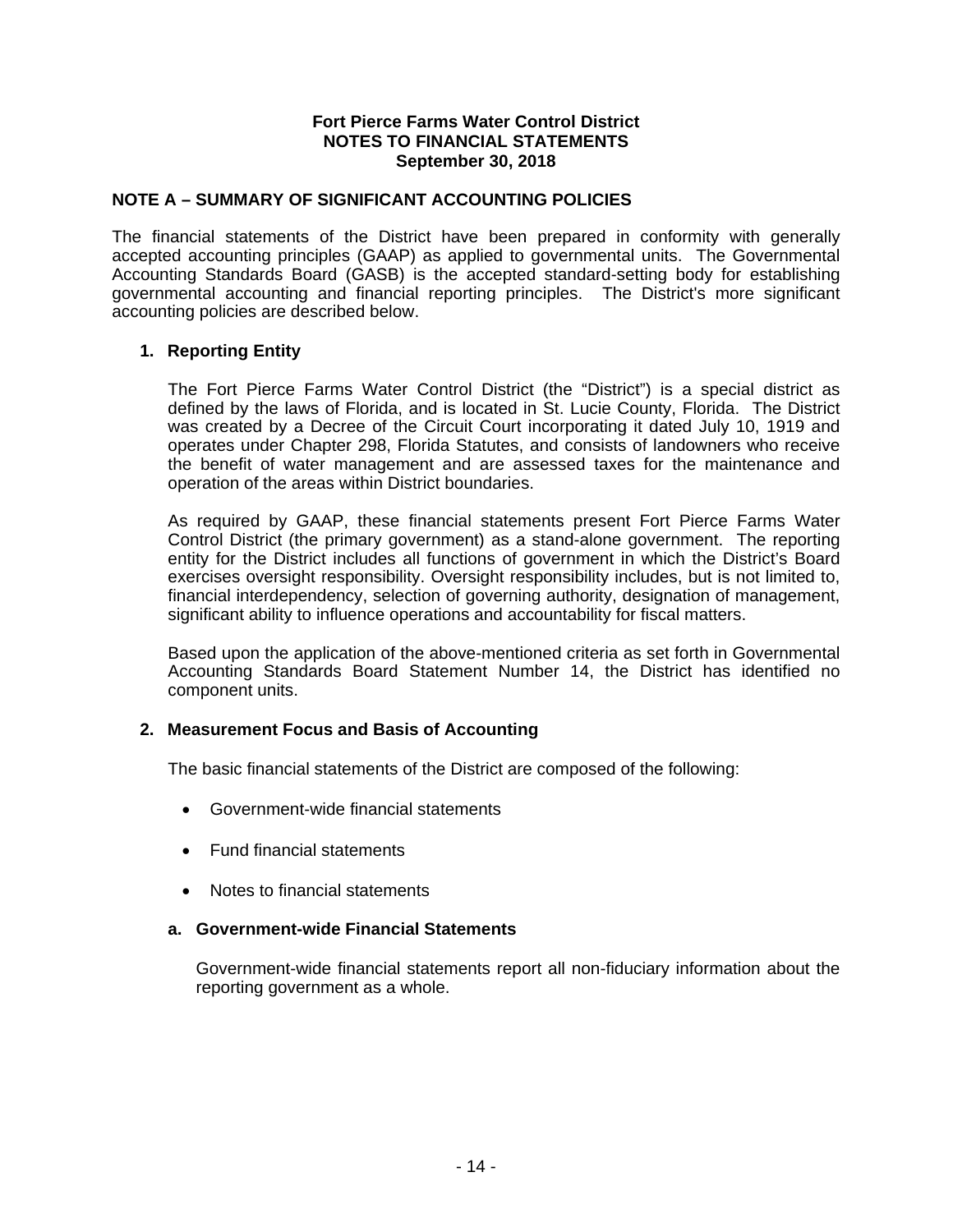**Fort Pierce Farms Water Control District**
**NOTES TO FINANCIAL STATEMENTS**
**September 30, 2018**

## NOTE A – SUMMARY OF SIGNIFICANT ACCOUNTING POLICIES

The financial statements of the District have been prepared in conformity with generally accepted accounting principles (GAAP) as applied to governmental units. The Governmental Accounting Standards Board (GASB) is the accepted standard-setting body for establishing governmental accounting and financial reporting principles. The District's more significant accounting policies are described below.

### 1. Reporting Entity

The Fort Pierce Farms Water Control District (the "District") is a special district as defined by the laws of Florida, and is located in St. Lucie County, Florida. The District was created by a Decree of the Circuit Court incorporating it dated July 10, 1919 and operates under Chapter 298, Florida Statutes, and consists of landowners who receive the benefit of water management and are assessed taxes for the maintenance and operation of the areas within District boundaries.

As required by GAAP, these financial statements present Fort Pierce Farms Water Control District (the primary government) as a stand-alone government. The reporting entity for the District includes all functions of government in which the District's Board exercises oversight responsibility. Oversight responsibility includes, but is not limited to, financial interdependency, selection of governing authority, designation of management, significant ability to influence operations and accountability for fiscal matters.

Based upon the application of the above-mentioned criteria as set forth in Governmental Accounting Standards Board Statement Number 14, the District has identified no component units.

### 2. Measurement Focus and Basis of Accounting

The basic financial statements of the District are composed of the following:

- Government-wide financial statements
- Fund financial statements
- Notes to financial statements

#### a. Government-wide Financial Statements

Government-wide financial statements report all non-fiduciary information about the reporting government as a whole.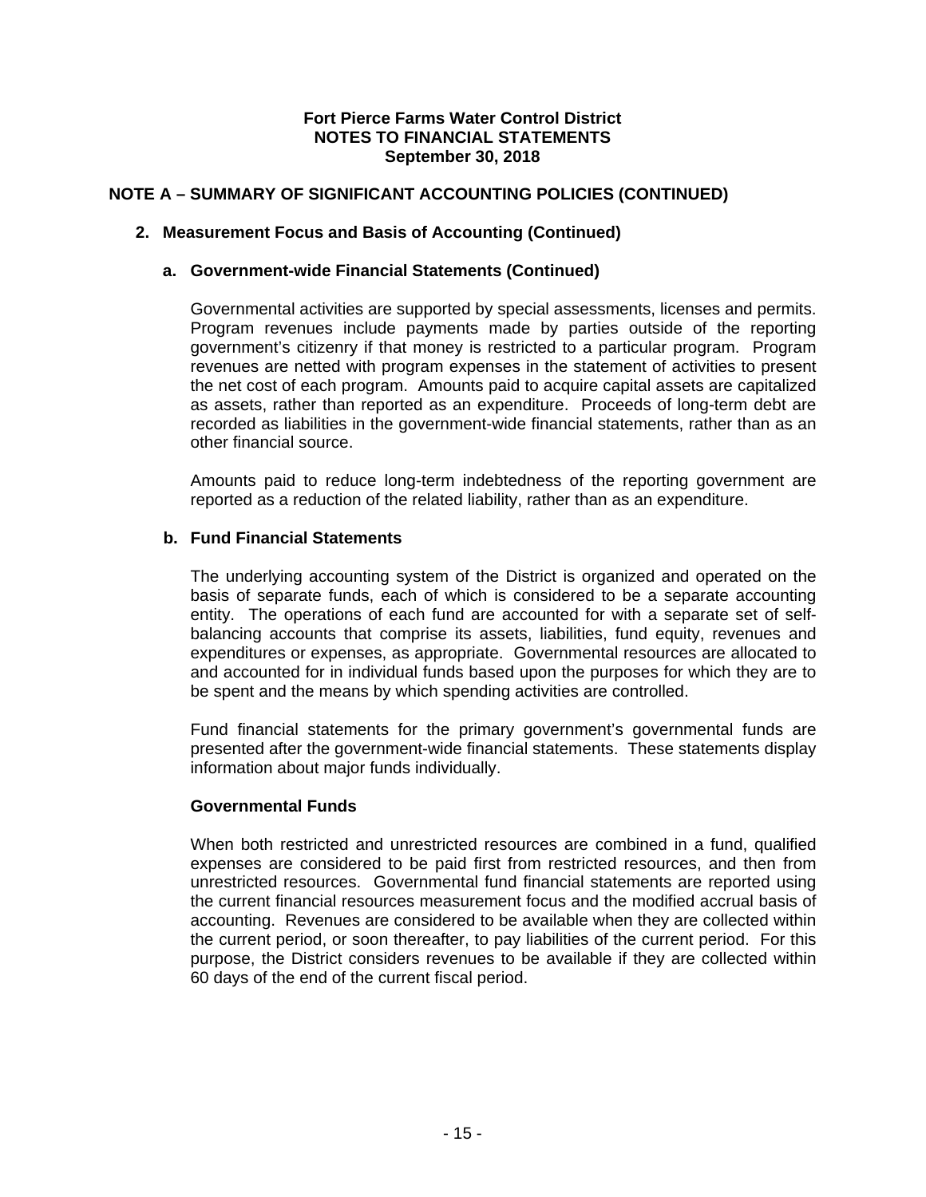**Fort Pierce Farms Water Control District**
**NOTES TO FINANCIAL STATEMENTS**
**September 30, 2018**

## NOTE A – SUMMARY OF SIGNIFICANT ACCOUNTING POLICIES (CONTINUED)

### 2. Measurement Focus and Basis of Accounting (Continued)

#### a. Government-wide Financial Statements (Continued)

Governmental activities are supported by special assessments, licenses and permits. Program revenues include payments made by parties outside of the reporting government's citizenry if that money is restricted to a particular program. Program revenues are netted with program expenses in the statement of activities to present the net cost of each program. Amounts paid to acquire capital assets are capitalized as assets, rather than reported as an expenditure. Proceeds of long-term debt are recorded as liabilities in the government-wide financial statements, rather than as an other financial source.

Amounts paid to reduce long-term indebtedness of the reporting government are reported as a reduction of the related liability, rather than as an expenditure.

#### b. Fund Financial Statements

The underlying accounting system of the District is organized and operated on the basis of separate funds, each of which is considered to be a separate accounting entity. The operations of each fund are accounted for with a separate set of self-balancing accounts that comprise its assets, liabilities, fund equity, revenues and expenditures or expenses, as appropriate. Governmental resources are allocated to and accounted for in individual funds based upon the purposes for which they are to be spent and the means by which spending activities are controlled.

Fund financial statements for the primary government's governmental funds are presented after the government-wide financial statements. These statements display information about major funds individually.

**Governmental Funds**

When both restricted and unrestricted resources are combined in a fund, qualified expenses are considered to be paid first from restricted resources, and then from unrestricted resources. Governmental fund financial statements are reported using the current financial resources measurement focus and the modified accrual basis of accounting. Revenues are considered to be available when they are collected within the current period, or soon thereafter, to pay liabilities of the current period. For this purpose, the District considers revenues to be available if they are collected within 60 days of the end of the current fiscal period.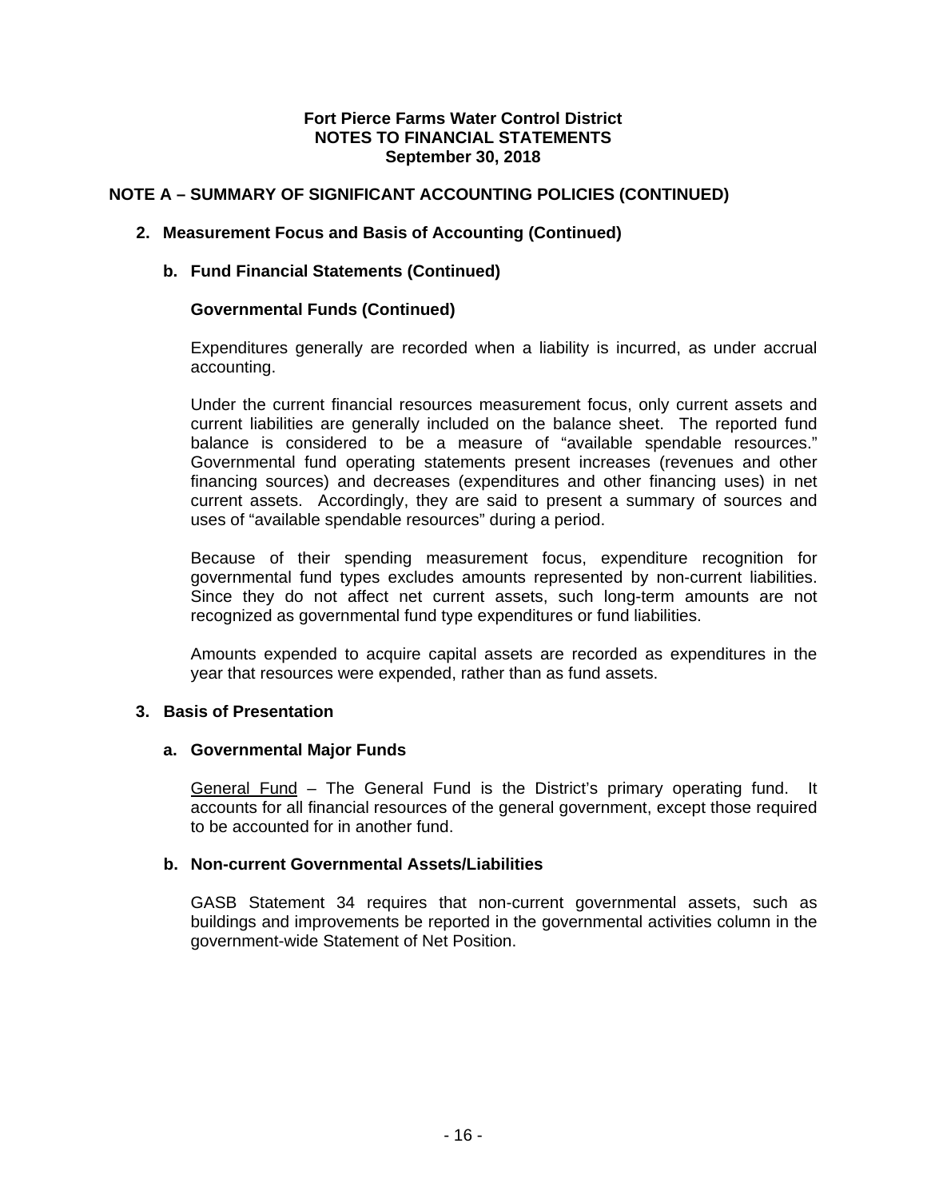**Fort Pierce Farms Water Control District**
**NOTES TO FINANCIAL STATEMENTS**
**September 30, 2018**

## NOTE A – SUMMARY OF SIGNIFICANT ACCOUNTING POLICIES (CONTINUED)

### 2. Measurement Focus and Basis of Accounting (Continued)

#### b. Fund Financial Statements (Continued)

**Governmental Funds (Continued)**

Expenditures generally are recorded when a liability is incurred, as under accrual accounting.

Under the current financial resources measurement focus, only current assets and current liabilities are generally included on the balance sheet. The reported fund balance is considered to be a measure of "available spendable resources." Governmental fund operating statements present increases (revenues and other financing sources) and decreases (expenditures and other financing uses) in net current assets. Accordingly, they are said to present a summary of sources and uses of "available spendable resources" during a period.

Because of their spending measurement focus, expenditure recognition for governmental fund types excludes amounts represented by non-current liabilities. Since they do not affect net current assets, such long-term amounts are not recognized as governmental fund type expenditures or fund liabilities.

Amounts expended to acquire capital assets are recorded as expenditures in the year that resources were expended, rather than as fund assets.

### 3. Basis of Presentation

#### a. Governmental Major Funds

General Fund – The General Fund is the District's primary operating fund. It accounts for all financial resources of the general government, except those required to be accounted for in another fund.

#### b. Non-current Governmental Assets/Liabilities

GASB Statement 34 requires that non-current governmental assets, such as buildings and improvements be reported in the governmental activities column in the government-wide Statement of Net Position.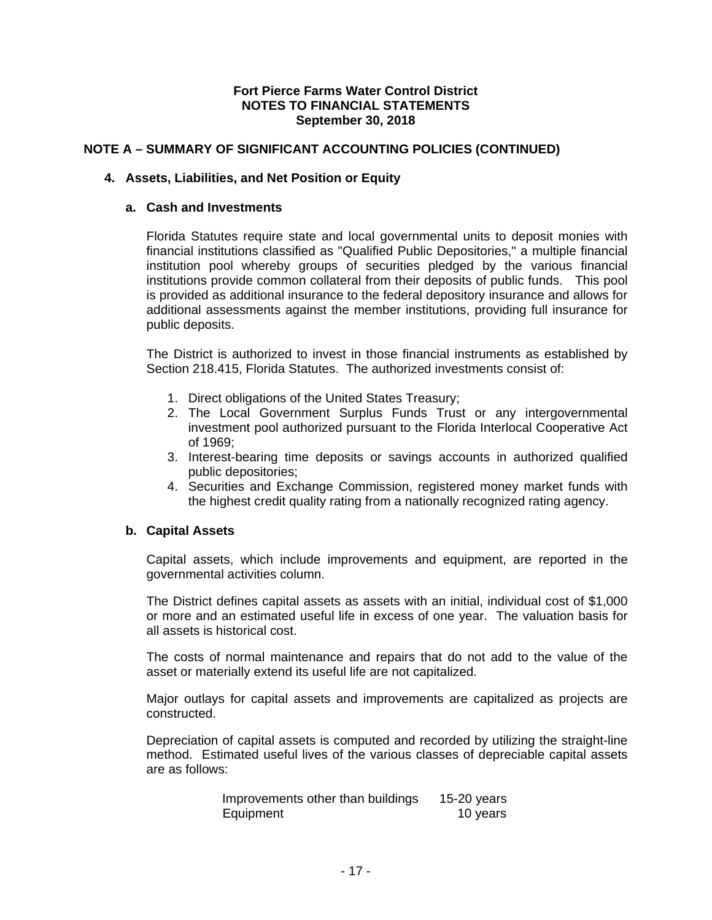**Fort Pierce Farms Water Control District**
**NOTES TO FINANCIAL STATEMENTS**
**September 30, 2018**

## NOTE A – SUMMARY OF SIGNIFICANT ACCOUNTING POLICIES (CONTINUED)

### 4. Assets, Liabilities, and Net Position or Equity

#### a. Cash and Investments

Florida Statutes require state and local governmental units to deposit monies with financial institutions classified as "Qualified Public Depositories," a multiple financial institution pool whereby groups of securities pledged by the various financial institutions provide common collateral from their deposits of public funds. This pool is provided as additional insurance to the federal depository insurance and allows for additional assessments against the member institutions, providing full insurance for public deposits.

The District is authorized to invest in those financial instruments as established by Section 218.415, Florida Statutes. The authorized investments consist of:

1. Direct obligations of the United States Treasury;
2. The Local Government Surplus Funds Trust or any intergovernmental investment pool authorized pursuant to the Florida Interlocal Cooperative Act of 1969;
3. Interest-bearing time deposits or savings accounts in authorized qualified public depositories;
4. Securities and Exchange Commission, registered money market funds with the highest credit quality rating from a nationally recognized rating agency.

#### b. Capital Assets

Capital assets, which include improvements and equipment, are reported in the governmental activities column.

The District defines capital assets as assets with an initial, individual cost of $1,000 or more and an estimated useful life in excess of one year. The valuation basis for all assets is historical cost.

The costs of normal maintenance and repairs that do not add to the value of the asset or materially extend its useful life are not capitalized.

Major outlays for capital assets and improvements are capitalized as projects are constructed.

Depreciation of capital assets is computed and recorded by utilizing the straight-line method. Estimated useful lives of the various classes of depreciable capital assets are as follows:

| | |
|---|---|
| Improvements other than buildings | 15-20 years |
| Equipment | 10 years |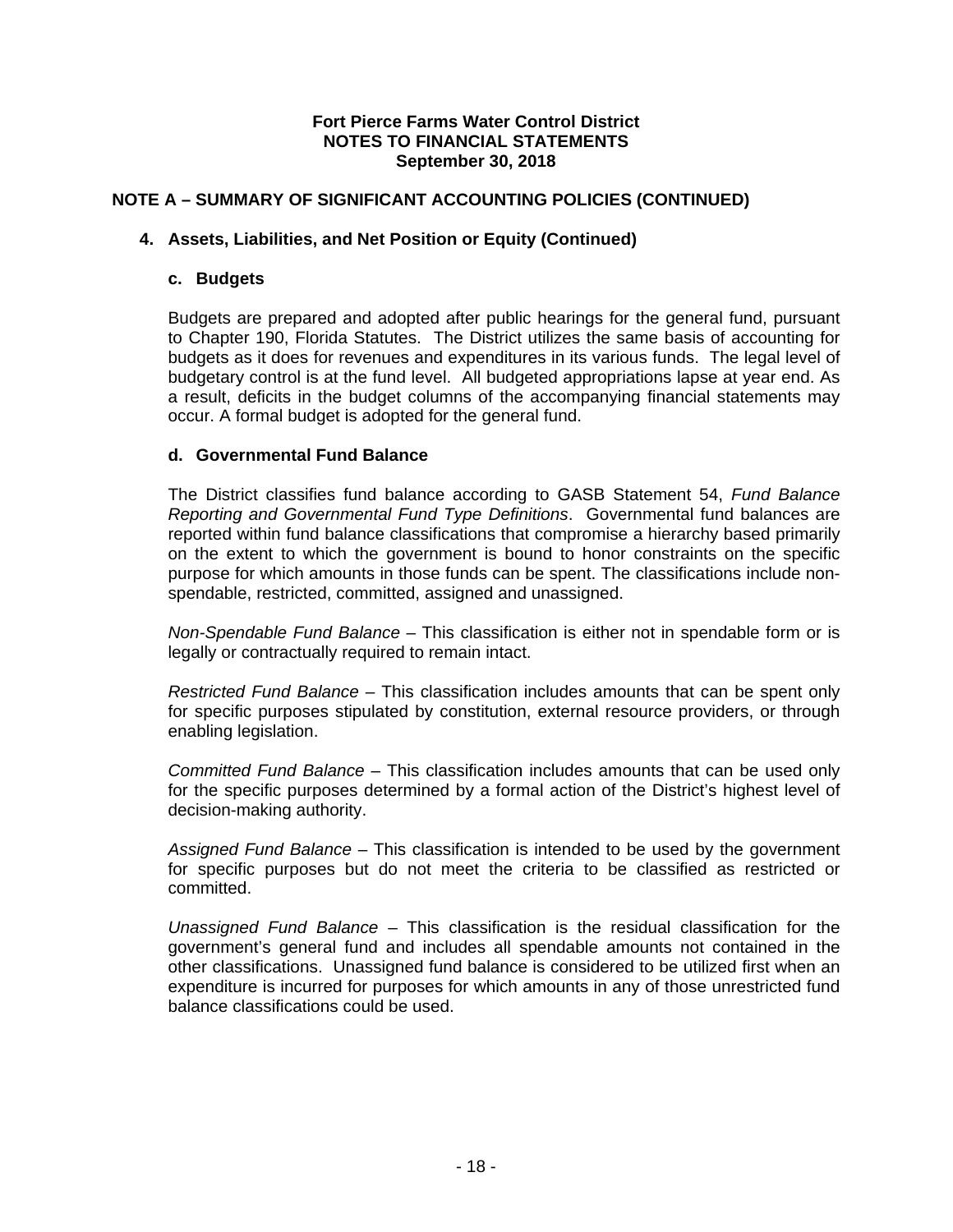**Fort Pierce Farms Water Control District**
**NOTES TO FINANCIAL STATEMENTS**
**September 30, 2018**

## NOTE A – SUMMARY OF SIGNIFICANT ACCOUNTING POLICIES (CONTINUED)

### 4. Assets, Liabilities, and Net Position or Equity (Continued)

#### c. Budgets

Budgets are prepared and adopted after public hearings for the general fund, pursuant to Chapter 190, Florida Statutes. The District utilizes the same basis of accounting for budgets as it does for revenues and expenditures in its various funds. The legal level of budgetary control is at the fund level. All budgeted appropriations lapse at year end. As a result, deficits in the budget columns of the accompanying financial statements may occur. A formal budget is adopted for the general fund.

#### d. Governmental Fund Balance

The District classifies fund balance according to GASB Statement 54, *Fund Balance Reporting and Governmental Fund Type Definitions*. Governmental fund balances are reported within fund balance classifications that compromise a hierarchy based primarily on the extent to which the government is bound to honor constraints on the specific purpose for which amounts in those funds can be spent. The classifications include non-spendable, restricted, committed, assigned and unassigned.

*Non-Spendable Fund Balance* – This classification is either not in spendable form or is legally or contractually required to remain intact.

*Restricted Fund Balance* – This classification includes amounts that can be spent only for specific purposes stipulated by constitution, external resource providers, or through enabling legislation.

*Committed Fund Balance* – This classification includes amounts that can be used only for the specific purposes determined by a formal action of the District's highest level of decision-making authority.

*Assigned Fund Balance* – This classification is intended to be used by the government for specific purposes but do not meet the criteria to be classified as restricted or committed.

*Unassigned Fund Balance* – This classification is the residual classification for the government's general fund and includes all spendable amounts not contained in the other classifications. Unassigned fund balance is considered to be utilized first when an expenditure is incurred for purposes for which amounts in any of those unrestricted fund balance classifications could be used.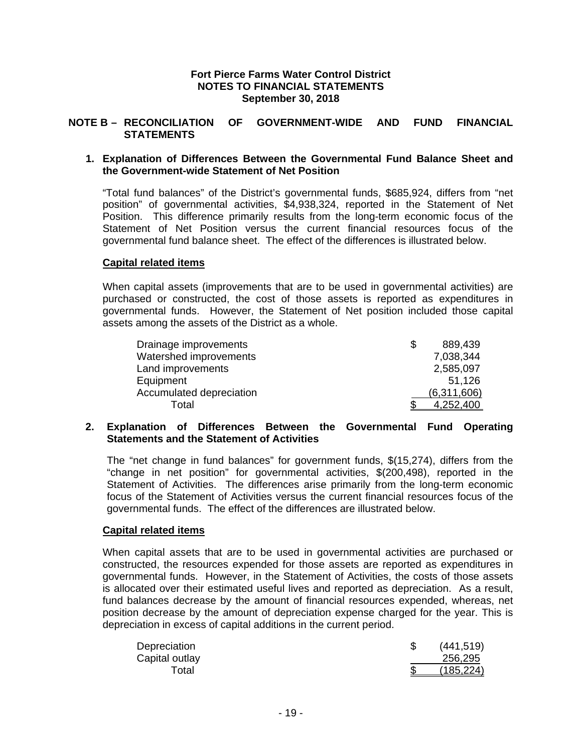**Fort Pierce Farms Water Control District**
**NOTES TO FINANCIAL STATEMENTS**
**September 30, 2018**

## NOTE B – RECONCILIATION OF GOVERNMENT-WIDE AND FUND FINANCIAL STATEMENTS

### 1. Explanation of Differences Between the Governmental Fund Balance Sheet and the Government-wide Statement of Net Position

"Total fund balances" of the District's governmental funds, $685,924, differs from "net position" of governmental activities, $4,938,324, reported in the Statement of Net Position. This difference primarily results from the long-term economic focus of the Statement of Net Position versus the current financial resources focus of the governmental fund balance sheet. The effect of the differences is illustrated below.

**Capital related items**

When capital assets (improvements that are to be used in governmental activities) are purchased or constructed, the cost of those assets is reported as expenditures in governmental funds. However, the Statement of Net position included those capital assets among the assets of the District as a whole.

| | |
|---|---|
| Drainage improvements | $ 889,439 |
| Watershed improvements | 7,038,344 |
| Land improvements | 2,585,097 |
| Equipment | 51,126 |
| Accumulated depreciation | (6,311,606) |
| Total | $ 4,252,400 |

### 2. Explanation of Differences Between the Governmental Fund Operating Statements and the Statement of Activities

The "net change in fund balances" for government funds, $(15,274), differs from the "change in net position" for governmental activities, $(200,498), reported in the Statement of Activities. The differences arise primarily from the long-term economic focus of the Statement of Activities versus the current financial resources focus of the governmental funds. The effect of the differences are illustrated below.

**Capital related items**

When capital assets that are to be used in governmental activities are purchased or constructed, the resources expended for those assets are reported as expenditures in governmental funds. However, in the Statement of Activities, the costs of those assets is allocated over their estimated useful lives and reported as depreciation. As a result, fund balances decrease by the amount of financial resources expended, whereas, net position decrease by the amount of depreciation expense charged for the year. This is depreciation in excess of capital additions in the current period.

| | |
|---|---|
| Depreciation | $ (441,519) |
| Capital outlay | 256,295 |
| Total | $ (185,224) |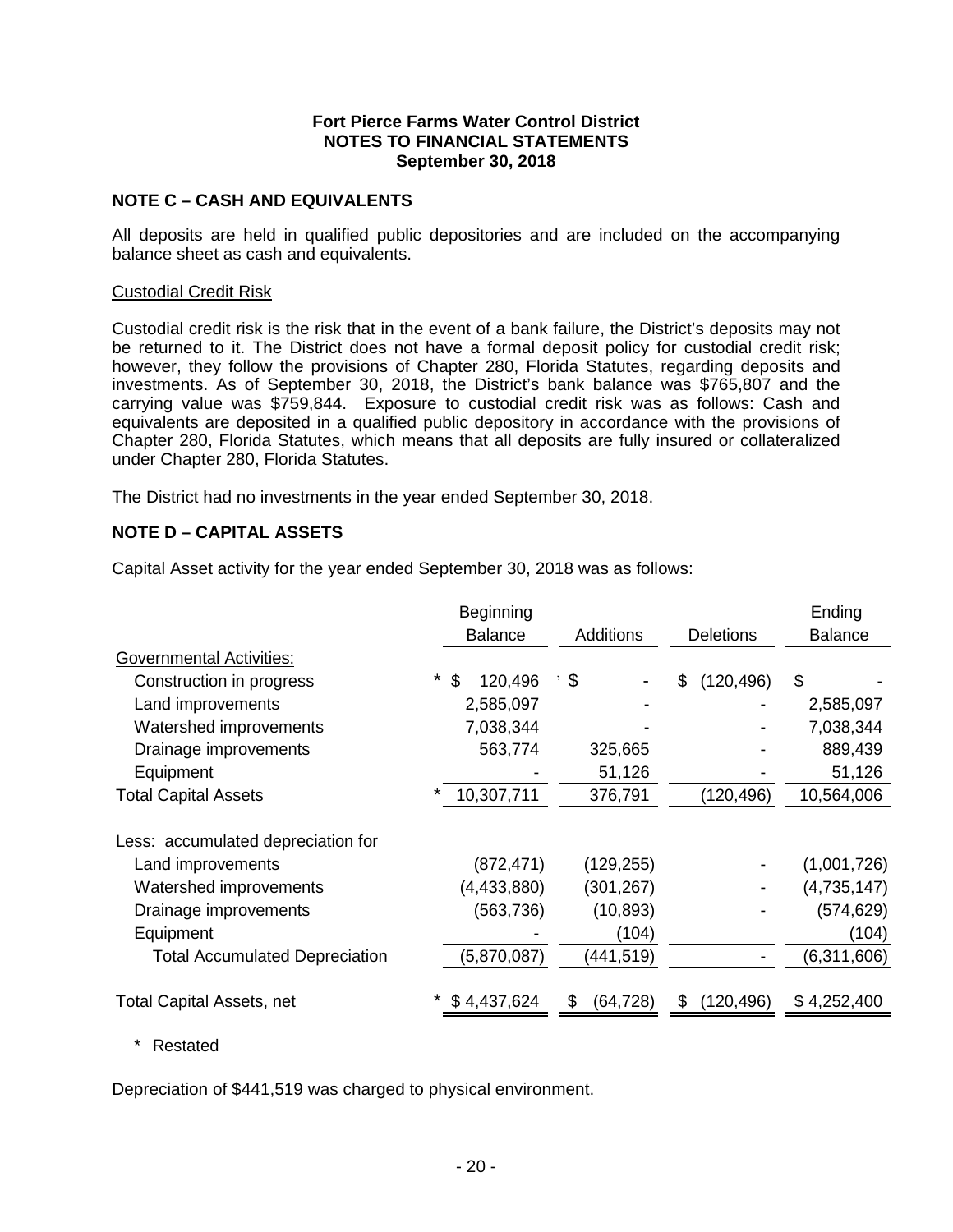**Fort Pierce Farms Water Control District**
**NOTES TO FINANCIAL STATEMENTS**
**September 30, 2018**

## NOTE C – CASH AND EQUIVALENTS

All deposits are held in qualified public depositories and are included on the accompanying balance sheet as cash and equivalents.

Custodial Credit Risk

Custodial credit risk is the risk that in the event of a bank failure, the District's deposits may not be returned to it. The District does not have a formal deposit policy for custodial credit risk; however, they follow the provisions of Chapter 280, Florida Statutes, regarding deposits and investments. As of September 30, 2018, the District's bank balance was $765,807 and the carrying value was $759,844. Exposure to custodial credit risk was as follows: Cash and equivalents are deposited in a qualified public depository in accordance with the provisions of Chapter 280, Florida Statutes, which means that all deposits are fully insured or collateralized under Chapter 280, Florida Statutes.

The District had no investments in the year ended September 30, 2018.

## NOTE D – CAPITAL ASSETS

Capital Asset activity for the year ended September 30, 2018 was as follows:

| | Beginning Balance | Additions | Deletions | Ending Balance |
|---|---|---|---|---|
| Governmental Activities: | | | | |
| Construction in progress | * $ 120,496 | $ - | $ (120,496) | $ - |
| Land improvements | 2,585,097 | - | - | 2,585,097 |
| Watershed improvements | 7,038,344 | - | - | 7,038,344 |
| Drainage improvements | 563,774 | 325,665 | - | 889,439 |
| Equipment | - | 51,126 | - | 51,126 |
| Total Capital Assets | * 10,307,711 | 376,791 | (120,496) | 10,564,006 |
| Less: accumulated depreciation for | | | | |
| Land improvements | (872,471) | (129,255) | - | (1,001,726) |
| Watershed improvements | (4,433,880) | (301,267) | - | (4,735,147) |
| Drainage improvements | (563,736) | (10,893) | - | (574,629) |
| Equipment | - | (104) | | (104) |
| Total Accumulated Depreciation | (5,870,087) | (441,519) | - | (6,311,606) |
| Total Capital Assets, net | * $ 4,437,624 | $ (64,728) | $ (120,496) | $ 4,252,400 |

\* Restated

Depreciation of $441,519 was charged to physical environment.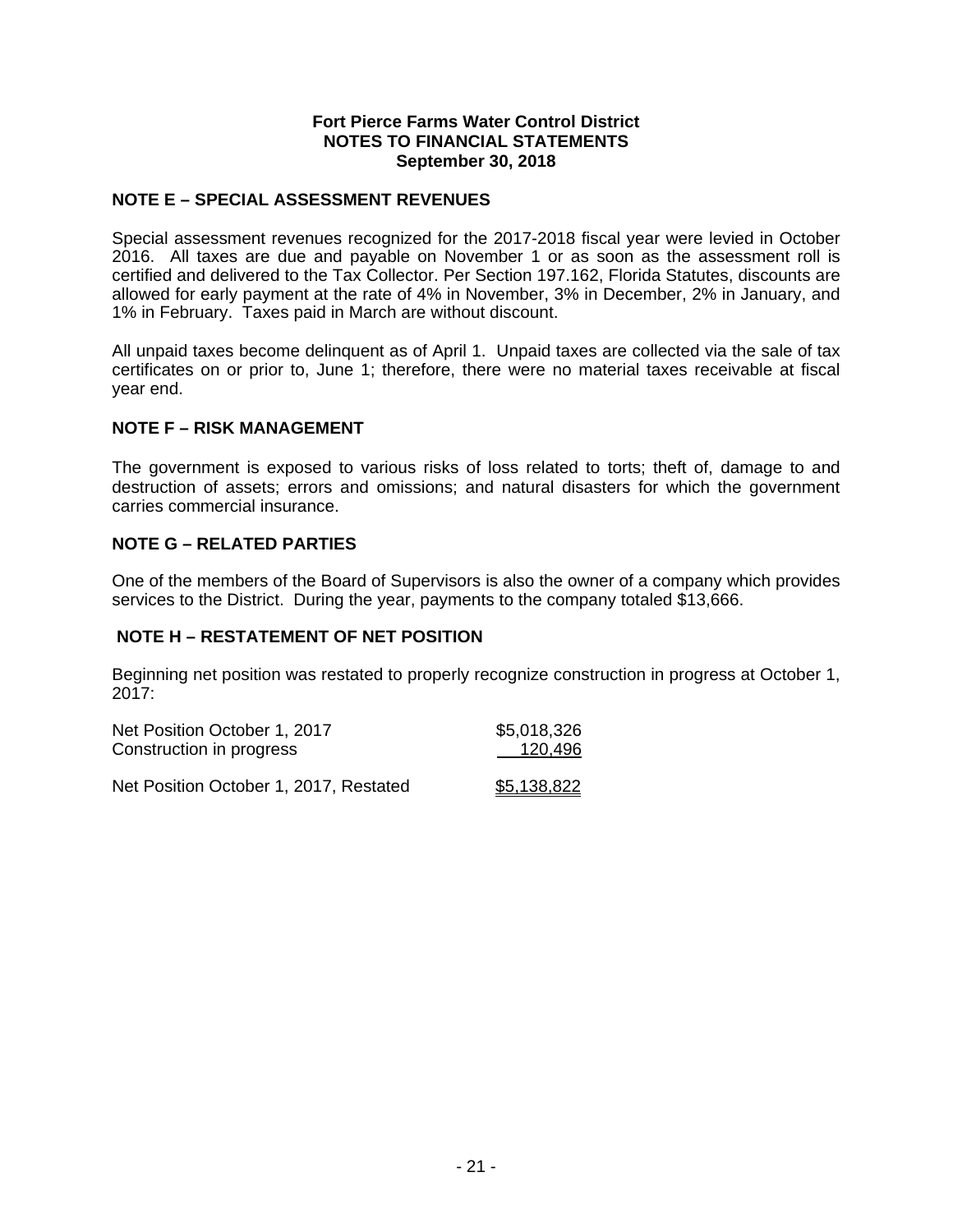**Fort Pierce Farms Water Control District**
**NOTES TO FINANCIAL STATEMENTS**
**September 30, 2018**

## NOTE E – SPECIAL ASSESSMENT REVENUES

Special assessment revenues recognized for the 2017-2018 fiscal year were levied in October 2016. All taxes are due and payable on November 1 or as soon as the assessment roll is certified and delivered to the Tax Collector. Per Section 197.162, Florida Statutes, discounts are allowed for early payment at the rate of 4% in November, 3% in December, 2% in January, and 1% in February. Taxes paid in March are without discount.

All unpaid taxes become delinquent as of April 1. Unpaid taxes are collected via the sale of tax certificates on or prior to, June 1; therefore, there were no material taxes receivable at fiscal year end.

## NOTE F – RISK MANAGEMENT

The government is exposed to various risks of loss related to torts; theft of, damage to and destruction of assets; errors and omissions; and natural disasters for which the government carries commercial insurance.

## NOTE G – RELATED PARTIES

One of the members of the Board of Supervisors is also the owner of a company which provides services to the District. During the year, payments to the company totaled $13,666.

## NOTE H – RESTATEMENT OF NET POSITION

Beginning net position was restated to properly recognize construction in progress at October 1, 2017:

| | |
|---|---|
| Net Position October 1, 2017 | $5,018,326 |
| Construction in progress | 120,496 |
| Net Position October 1, 2017, Restated | $5,138,822 |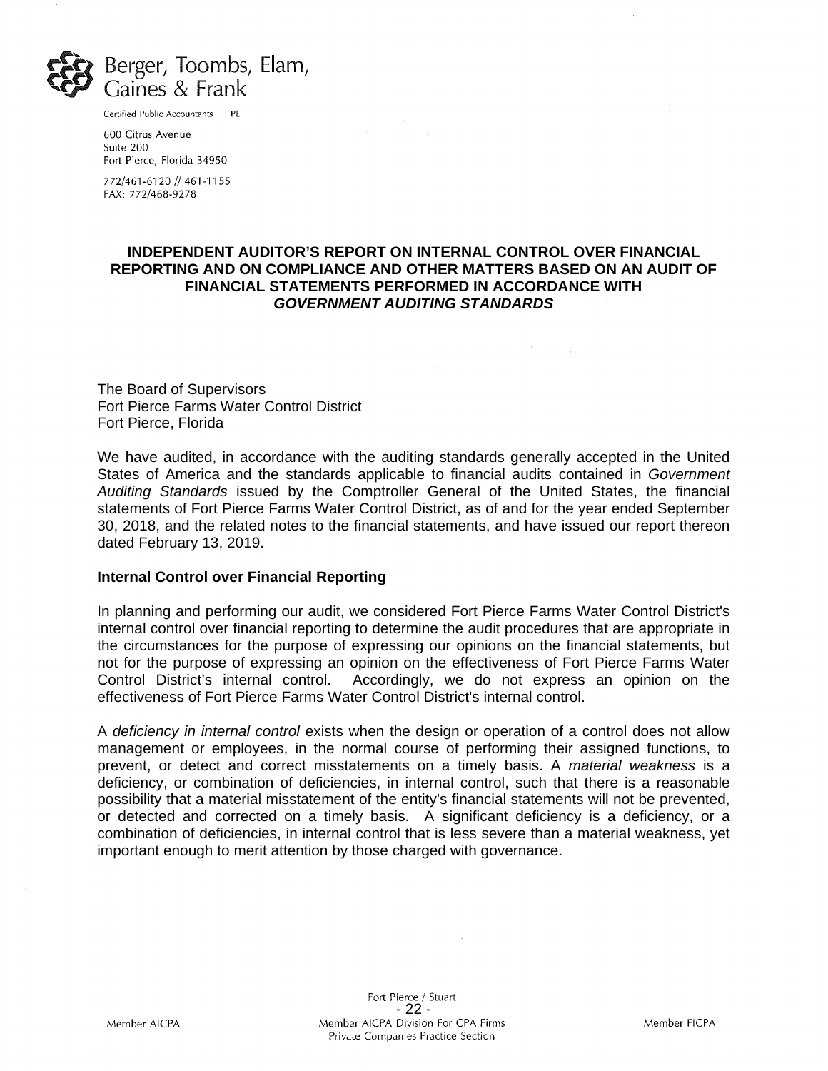Berger, Toombs, Elam, Gaines & Frank

Certified Public Accountants PL

600 Citrus Avenue
Suite 200
Fort Pierce, Florida 34950

772/461-6120 // 461-1155
FAX: 772/468-9278

**INDEPENDENT AUDITOR'S REPORT ON INTERNAL CONTROL OVER FINANCIAL REPORTING AND ON COMPLIANCE AND OTHER MATTERS BASED ON AN AUDIT OF FINANCIAL STATEMENTS PERFORMED IN ACCORDANCE WITH *GOVERNMENT AUDITING STANDARDS***

The Board of Supervisors
Fort Pierce Farms Water Control District
Fort Pierce, Florida

We have audited, in accordance with the auditing standards generally accepted in the United States of America and the standards applicable to financial audits contained in *Government Auditing Standards* issued by the Comptroller General of the United States, the financial statements of Fort Pierce Farms Water Control District, as of and for the year ended September 30, 2018, and the related notes to the financial statements, and have issued our report thereon dated February 13, 2019.

**Internal Control over Financial Reporting**

In planning and performing our audit, we considered Fort Pierce Farms Water Control District's internal control over financial reporting to determine the audit procedures that are appropriate in the circumstances for the purpose of expressing our opinions on the financial statements, but not for the purpose of expressing an opinion on the effectiveness of Fort Pierce Farms Water Control District's internal control. Accordingly, we do not express an opinion on the effectiveness of Fort Pierce Farms Water Control District's internal control.

A *deficiency in internal control* exists when the design or operation of a control does not allow management or employees, in the normal course of performing their assigned functions, to prevent, or detect and correct misstatements on a timely basis. A *material weakness* is a deficiency, or combination of deficiencies, in internal control, such that there is a reasonable possibility that a material misstatement of the entity's financial statements will not be prevented, or detected and corrected on a timely basis. A significant deficiency is a deficiency, or a combination of deficiencies, in internal control that is less severe than a material weakness, yet important enough to merit attention by those charged with governance.

Member AICPA | Fort Pierce / Stuart — Member AICPA Division For CPA Firms, Private Companies Practice Section | Member FICPA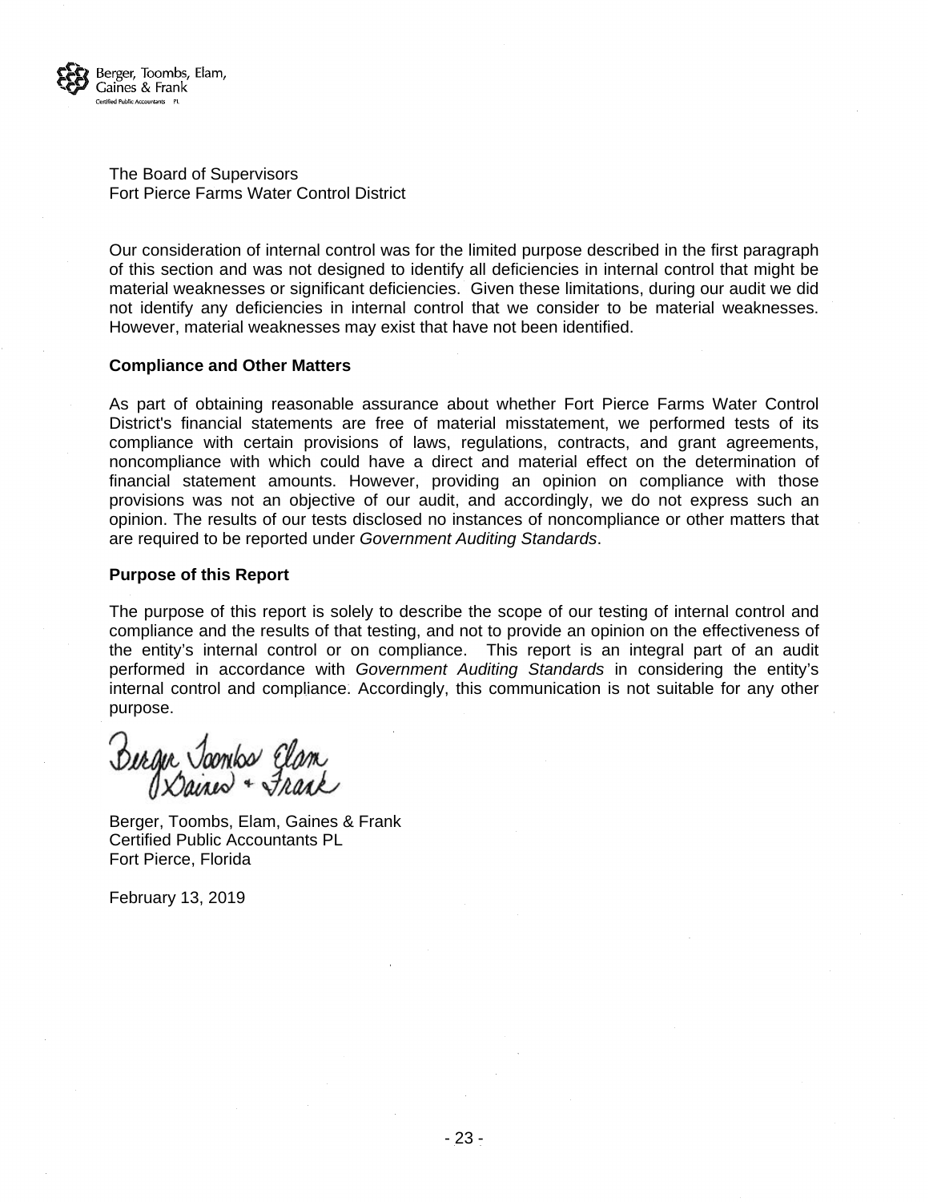Berger, Toombs, Elam, Gaines & Frank
Certified Public Accountants PL

The Board of Supervisors
Fort Pierce Farms Water Control District

Our consideration of internal control was for the limited purpose described in the first paragraph of this section and was not designed to identify all deficiencies in internal control that might be material weaknesses or significant deficiencies. Given these limitations, during our audit we did not identify any deficiencies in internal control that we consider to be material weaknesses. However, material weaknesses may exist that have not been identified.

**Compliance and Other Matters**

As part of obtaining reasonable assurance about whether Fort Pierce Farms Water Control District's financial statements are free of material misstatement, we performed tests of its compliance with certain provisions of laws, regulations, contracts, and grant agreements, noncompliance with which could have a direct and material effect on the determination of financial statement amounts. However, providing an opinion on compliance with those provisions was not an objective of our audit, and accordingly, we do not express such an opinion. The results of our tests disclosed no instances of noncompliance or other matters that are required to be reported under *Government Auditing Standards*.

**Purpose of this Report**

The purpose of this report is solely to describe the scope of our testing of internal control and compliance and the results of that testing, and not to provide an opinion on the effectiveness of the entity's internal control or on compliance. This report is an integral part of an audit performed in accordance with *Government Auditing Standards* in considering the entity's internal control and compliance. Accordingly, this communication is not suitable for any other purpose.

Berger Toombs Elam Gaines + Frank

Berger, Toombs, Elam, Gaines & Frank
Certified Public Accountants PL
Fort Pierce, Florida

February 13, 2019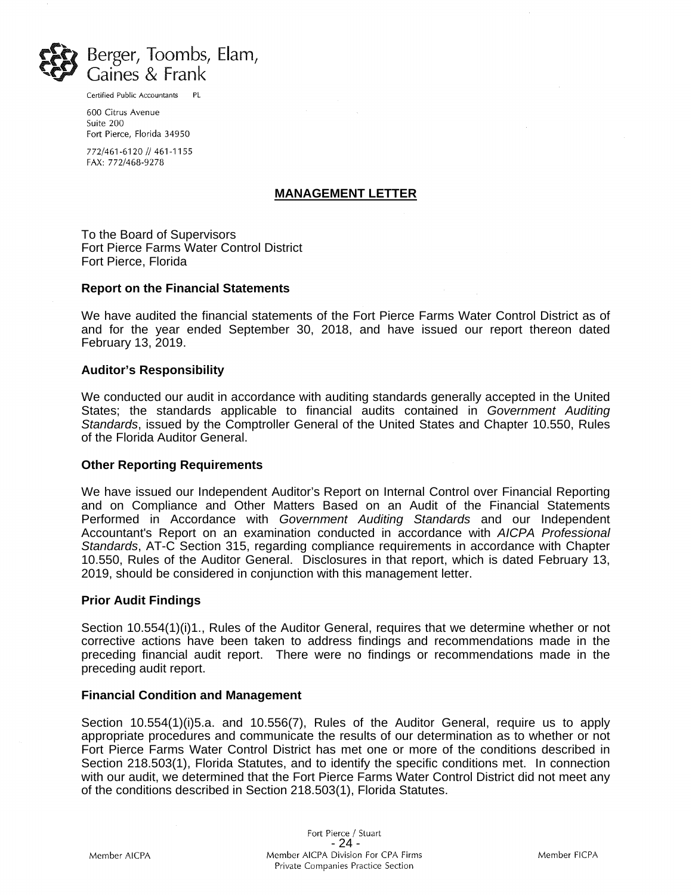Berger, Toombs, Elam, Gaines & Frank

Certified Public Accountants PL

600 Citrus Avenue
Suite 200
Fort Pierce, Florida 34950

772/461-6120 // 461-1155
FAX: 772/468-9278

# MANAGEMENT LETTER

To the Board of Supervisors
Fort Pierce Farms Water Control District
Fort Pierce, Florida

**Report on the Financial Statements**

We have audited the financial statements of the Fort Pierce Farms Water Control District as of and for the year ended September 30, 2018, and have issued our report thereon dated February 13, 2019.

**Auditor's Responsibility**

We conducted our audit in accordance with auditing standards generally accepted in the United States; the standards applicable to financial audits contained in *Government Auditing Standards*, issued by the Comptroller General of the United States and Chapter 10.550, Rules of the Florida Auditor General.

**Other Reporting Requirements**

We have issued our Independent Auditor's Report on Internal Control over Financial Reporting and on Compliance and Other Matters Based on an Audit of the Financial Statements Performed in Accordance with *Government Auditing Standards* and our Independent Accountant's Report on an examination conducted in accordance with *AICPA Professional Standards*, AT-C Section 315, regarding compliance requirements in accordance with Chapter 10.550, Rules of the Auditor General. Disclosures in that report, which is dated February 13, 2019, should be considered in conjunction with this management letter.

**Prior Audit Findings**

Section 10.554(1)(i)1., Rules of the Auditor General, requires that we determine whether or not corrective actions have been taken to address findings and recommendations made in the preceding financial audit report. There were no findings or recommendations made in the preceding audit report.

**Financial Condition and Management**

Section 10.554(1)(i)5.a. and 10.556(7), Rules of the Auditor General, require us to apply appropriate procedures and communicate the results of our determination as to whether or not Fort Pierce Farms Water Control District has met one or more of the conditions described in Section 218.503(1), Florida Statutes, and to identify the specific conditions met. In connection with our audit, we determined that the Fort Pierce Farms Water Control District did not meet any of the conditions described in Section 218.503(1), Florida Statutes.

Fort Pierce / Stuart

Member AICPA | Member AICPA Division For CPA Firms, Private Companies Practice Section | Member FICPA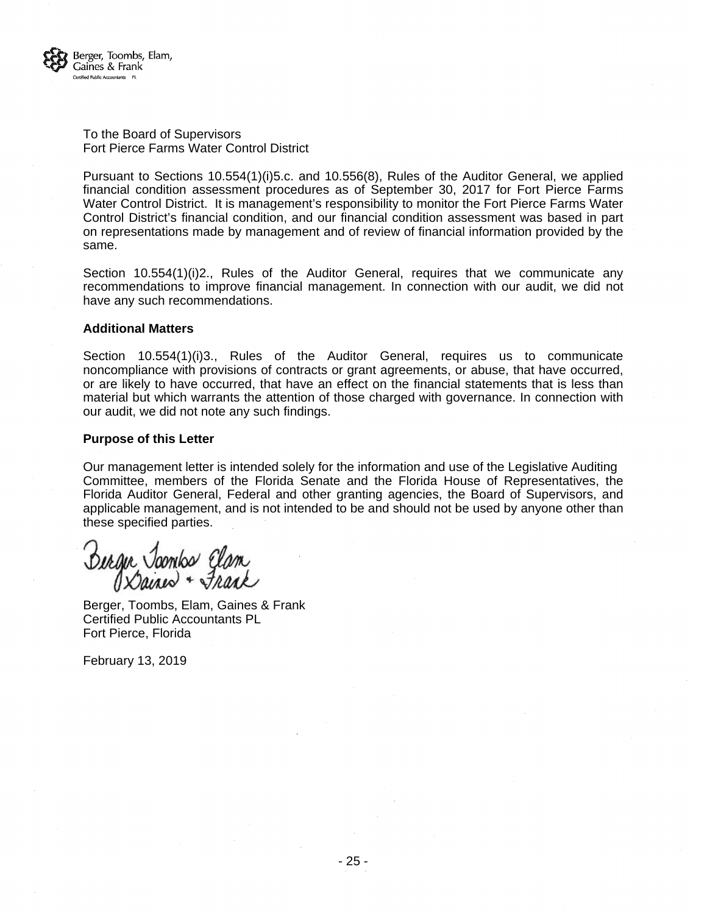Berger, Toombs, Elam, Gaines & Frank
Certified Public Accountants PL

To the Board of Supervisors
Fort Pierce Farms Water Control District

Pursuant to Sections 10.554(1)(i)5.c. and 10.556(8), Rules of the Auditor General, we applied financial condition assessment procedures as of September 30, 2017 for Fort Pierce Farms Water Control District. It is management's responsibility to monitor the Fort Pierce Farms Water Control District's financial condition, and our financial condition assessment was based in part on representations made by management and of review of financial information provided by the same.

Section 10.554(1)(i)2., Rules of the Auditor General, requires that we communicate any recommendations to improve financial management. In connection with our audit, we did not have any such recommendations.

**Additional Matters**

Section 10.554(1)(i)3., Rules of the Auditor General, requires us to communicate noncompliance with provisions of contracts or grant agreements, or abuse, that have occurred, or are likely to have occurred, that have an effect on the financial statements that is less than material but which warrants the attention of those charged with governance. In connection with our audit, we did not note any such findings.

**Purpose of this Letter**

Our management letter is intended solely for the information and use of the Legislative Auditing Committee, members of the Florida Senate and the Florida House of Representatives, the Florida Auditor General, Federal and other granting agencies, the Board of Supervisors, and applicable management, and is not intended to be and should not be used by anyone other than these specified parties.

Berger Toombs Elam Gaines + Frank

Berger, Toombs, Elam, Gaines & Frank
Certified Public Accountants PL
Fort Pierce, Florida

February 13, 2019